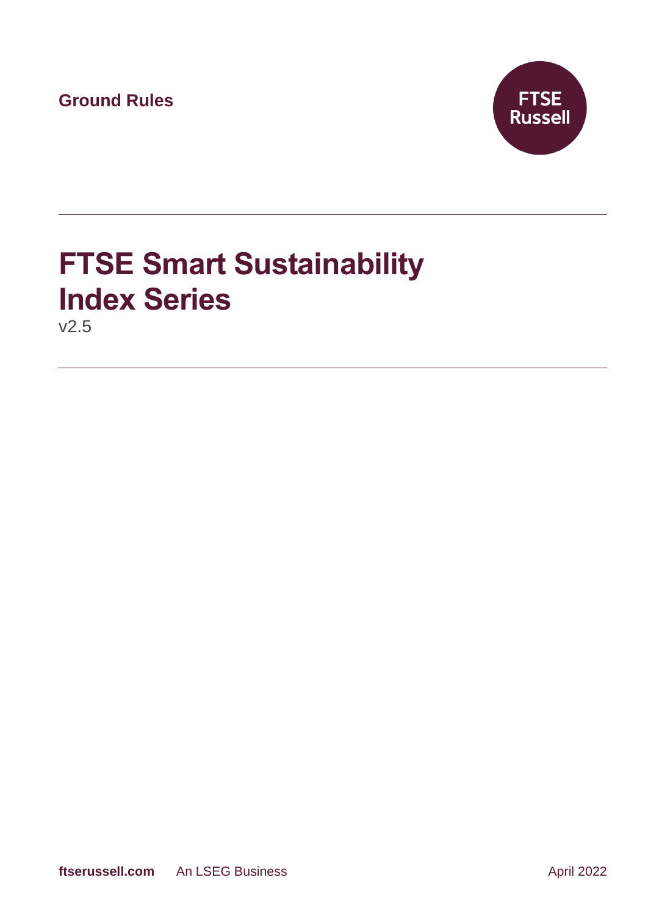Ground Rules

FTSE Russell

# FTSE Smart Sustainability Index Series

v2.5

ftserussell.com An LSEG Business April 2022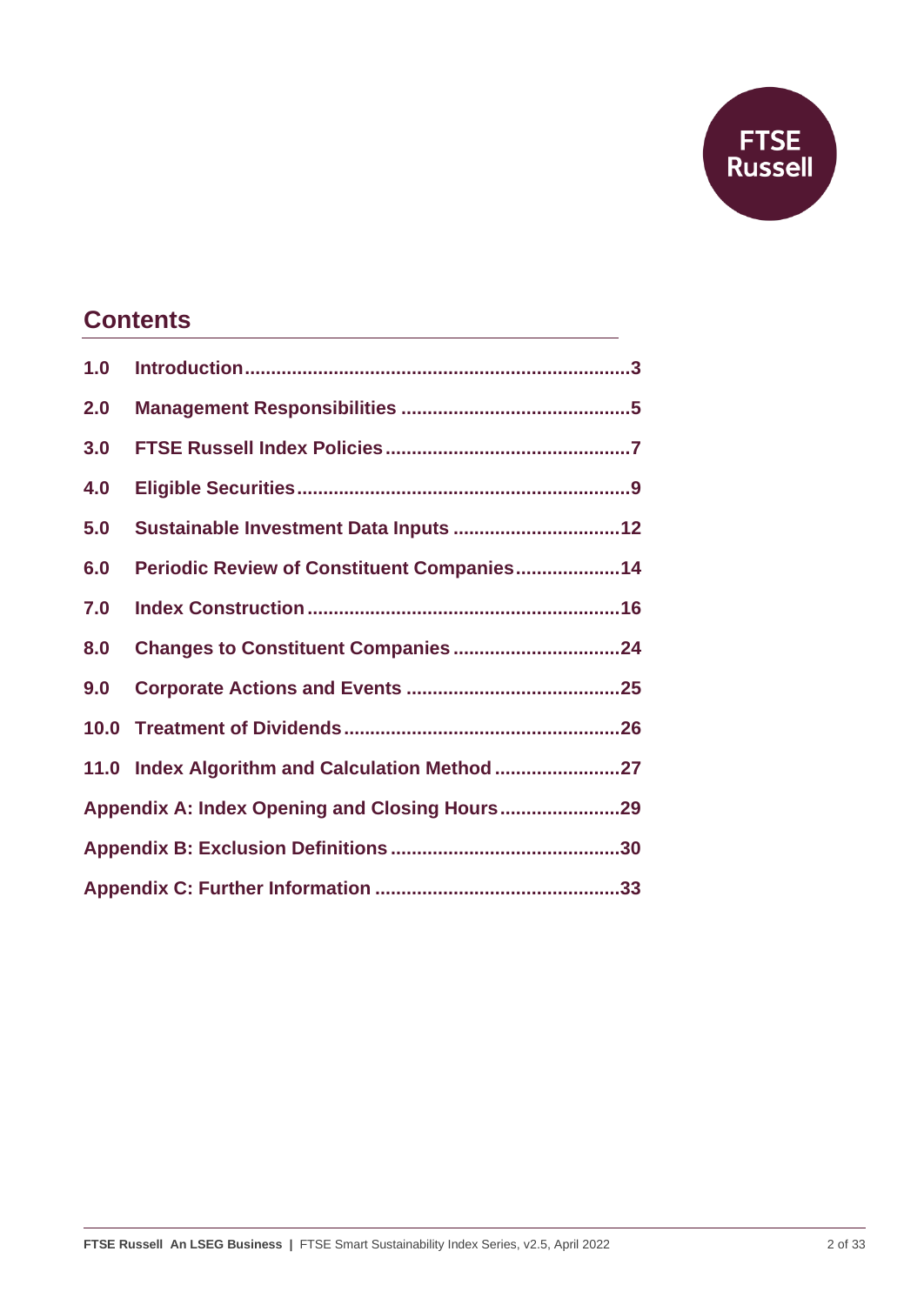## Contents

| | | |
|---|---|---|
| 1.0 | Introduction | 3 |
| 2.0 | Management Responsibilities | 5 |
| 3.0 | FTSE Russell Index Policies | 7 |
| 4.0 | Eligible Securities | 9 |
| 5.0 | Sustainable Investment Data Inputs | 12 |
| 6.0 | Periodic Review of Constituent Companies | 14 |
| 7.0 | Index Construction | 16 |
| 8.0 | Changes to Constituent Companies | 24 |
| 9.0 | Corporate Actions and Events | 25 |
| 10.0 | Treatment of Dividends | 26 |
| 11.0 | Index Algorithm and Calculation Method | 27 |
| | Appendix A: Index Opening and Closing Hours | 29 |
| | Appendix B: Exclusion Definitions | 30 |
| | Appendix C: Further Information | 33 |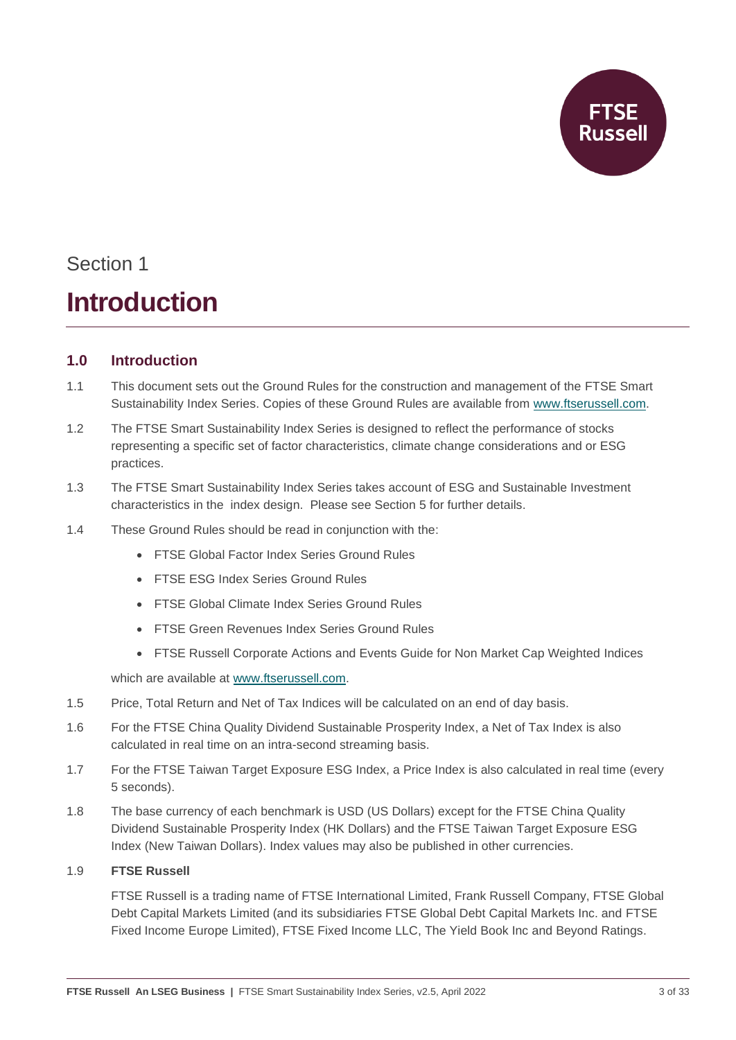Section 1

# Introduction

## 1.0 Introduction

1.1 This document sets out the Ground Rules for the construction and management of the FTSE Smart Sustainability Index Series. Copies of these Ground Rules are available from www.ftserussell.com.

1.2 The FTSE Smart Sustainability Index Series is designed to reflect the performance of stocks representing a specific set of factor characteristics, climate change considerations and or ESG practices.

1.3 The FTSE Smart Sustainability Index Series takes account of ESG and Sustainable Investment characteristics in the index design. Please see Section 5 for further details.

1.4 These Ground Rules should be read in conjunction with the:

- FTSE Global Factor Index Series Ground Rules
- FTSE ESG Index Series Ground Rules
- FTSE Global Climate Index Series Ground Rules
- FTSE Green Revenues Index Series Ground Rules
- FTSE Russell Corporate Actions and Events Guide for Non Market Cap Weighted Indices

which are available at www.ftserussell.com.

1.5 Price, Total Return and Net of Tax Indices will be calculated on an end of day basis.

1.6 For the FTSE China Quality Dividend Sustainable Prosperity Index, a Net of Tax Index is also calculated in real time on an intra-second streaming basis.

1.7 For the FTSE Taiwan Target Exposure ESG Index, a Price Index is also calculated in real time (every 5 seconds).

1.8 The base currency of each benchmark is USD (US Dollars) except for the FTSE China Quality Dividend Sustainable Prosperity Index (HK Dollars) and the FTSE Taiwan Target Exposure ESG Index (New Taiwan Dollars). Index values may also be published in other currencies.

1.9 **FTSE Russell**

FTSE Russell is a trading name of FTSE International Limited, Frank Russell Company, FTSE Global Debt Capital Markets Limited (and its subsidiaries FTSE Global Debt Capital Markets Inc. and FTSE Fixed Income Europe Limited), FTSE Fixed Income LLC, The Yield Book Inc and Beyond Ratings.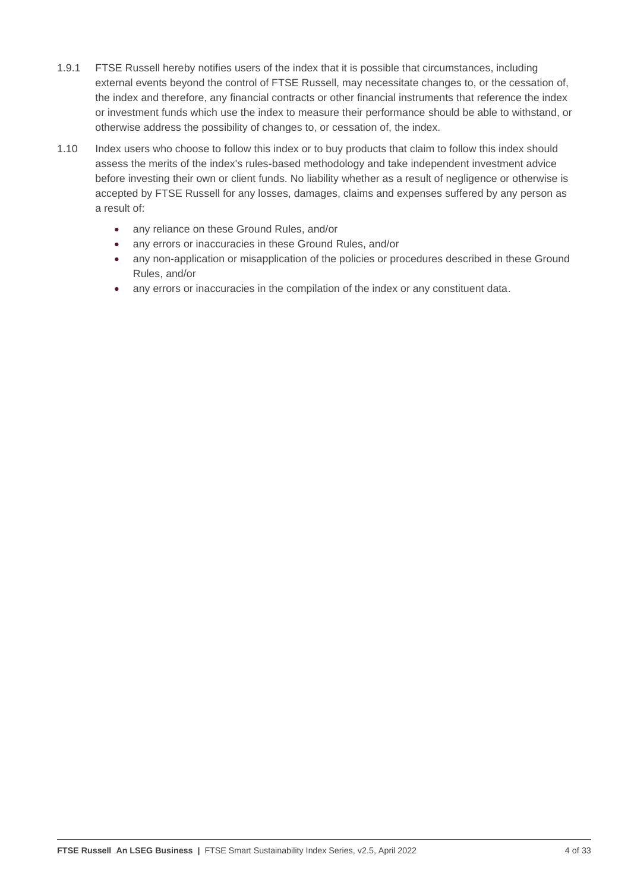1.9.1 FTSE Russell hereby notifies users of the index that it is possible that circumstances, including external events beyond the control of FTSE Russell, may necessitate changes to, or the cessation of, the index and therefore, any financial contracts or other financial instruments that reference the index or investment funds which use the index to measure their performance should be able to withstand, or otherwise address the possibility of changes to, or cessation of, the index.

1.10 Index users who choose to follow this index or to buy products that claim to follow this index should assess the merits of the index's rules-based methodology and take independent investment advice before investing their own or client funds. No liability whether as a result of negligence or otherwise is accepted by FTSE Russell for any losses, damages, claims and expenses suffered by any person as a result of:

- any reliance on these Ground Rules, and/or
- any errors or inaccuracies in these Ground Rules, and/or
- any non-application or misapplication of the policies or procedures described in these Ground Rules, and/or
- any errors or inaccuracies in the compilation of the index or any constituent data.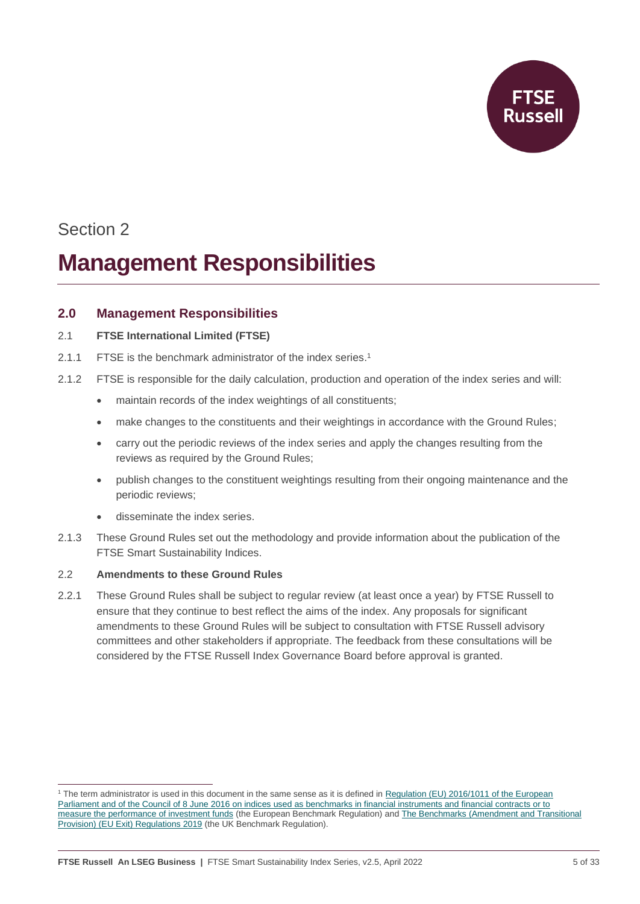Section 2

# Management Responsibilities

## 2.0 Management Responsibilities

### 2.1 FTSE International Limited (FTSE)

2.1.1 FTSE is the benchmark administrator of the index series.[1]

2.1.2 FTSE is responsible for the daily calculation, production and operation of the index series and will:

- maintain records of the index weightings of all constituents;
- make changes to the constituents and their weightings in accordance with the Ground Rules;
- carry out the periodic reviews of the index series and apply the changes resulting from the reviews as required by the Ground Rules;
- publish changes to the constituent weightings resulting from their ongoing maintenance and the periodic reviews;
- disseminate the index series.

2.1.3 These Ground Rules set out the methodology and provide information about the publication of the FTSE Smart Sustainability Indices.

### 2.2 Amendments to these Ground Rules

2.2.1 These Ground Rules shall be subject to regular review (at least once a year) by FTSE Russell to ensure that they continue to best reflect the aims of the index. Any proposals for significant amendments to these Ground Rules will be subject to consultation with FTSE Russell advisory committees and other stakeholders if appropriate. The feedback from these consultations will be considered by the FTSE Russell Index Governance Board before approval is granted.

---

[1] The term administrator is used in this document in the same sense as it is defined in Regulation (EU) 2016/1011 of the European Parliament and of the Council of 8 June 2016 on indices used as benchmarks in financial instruments and financial contracts or to measure the performance of investment funds (the European Benchmark Regulation) and The Benchmarks (Amendment and Transitional Provision) (EU Exit) Regulations 2019 (the UK Benchmark Regulation).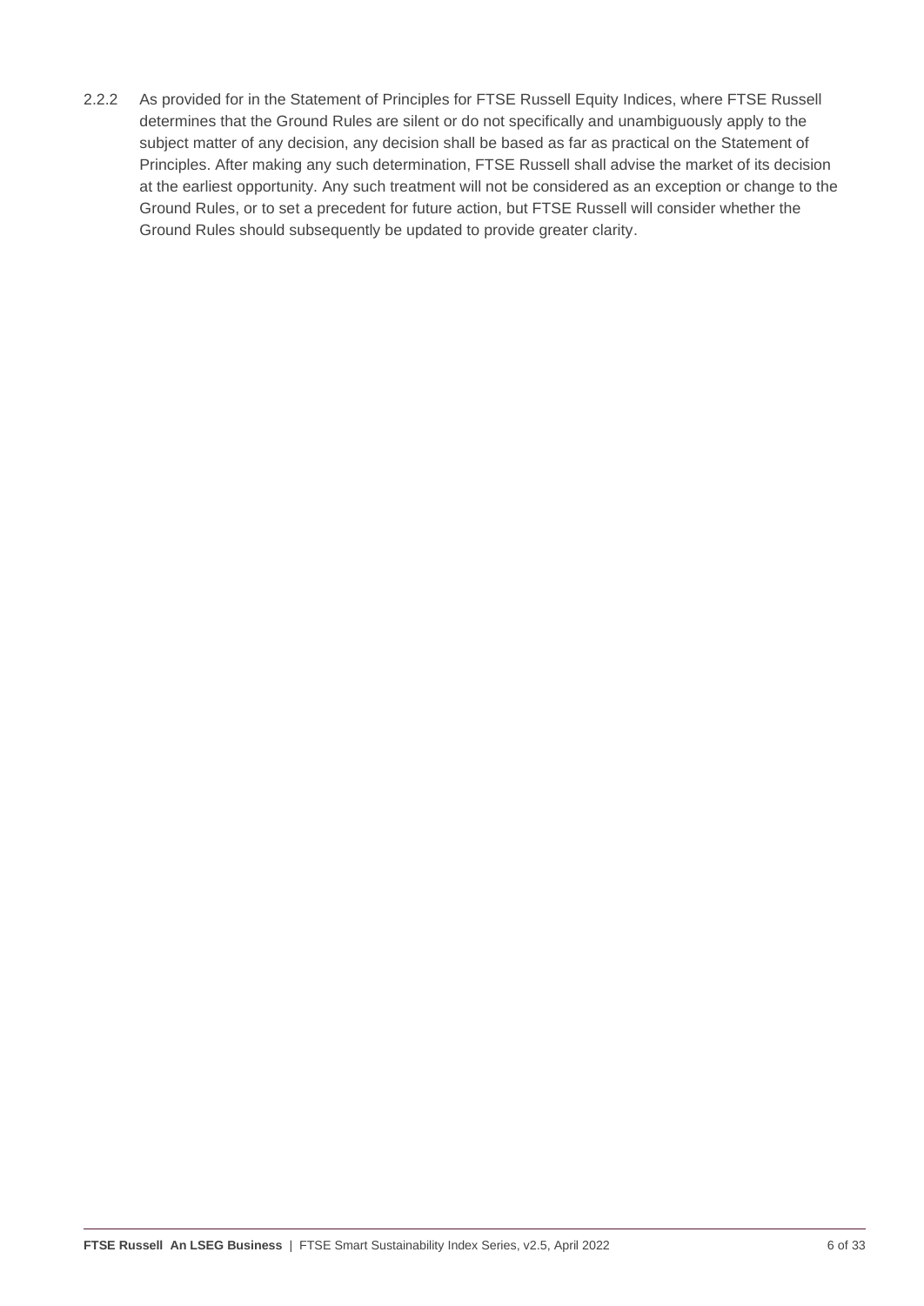2.2.2 As provided for in the Statement of Principles for FTSE Russell Equity Indices, where FTSE Russell determines that the Ground Rules are silent or do not specifically and unambiguously apply to the subject matter of any decision, any decision shall be based as far as practical on the Statement of Principles. After making any such determination, FTSE Russell shall advise the market of its decision at the earliest opportunity. Any such treatment will not be considered as an exception or change to the Ground Rules, or to set a precedent for future action, but FTSE Russell will consider whether the Ground Rules should subsequently be updated to provide greater clarity.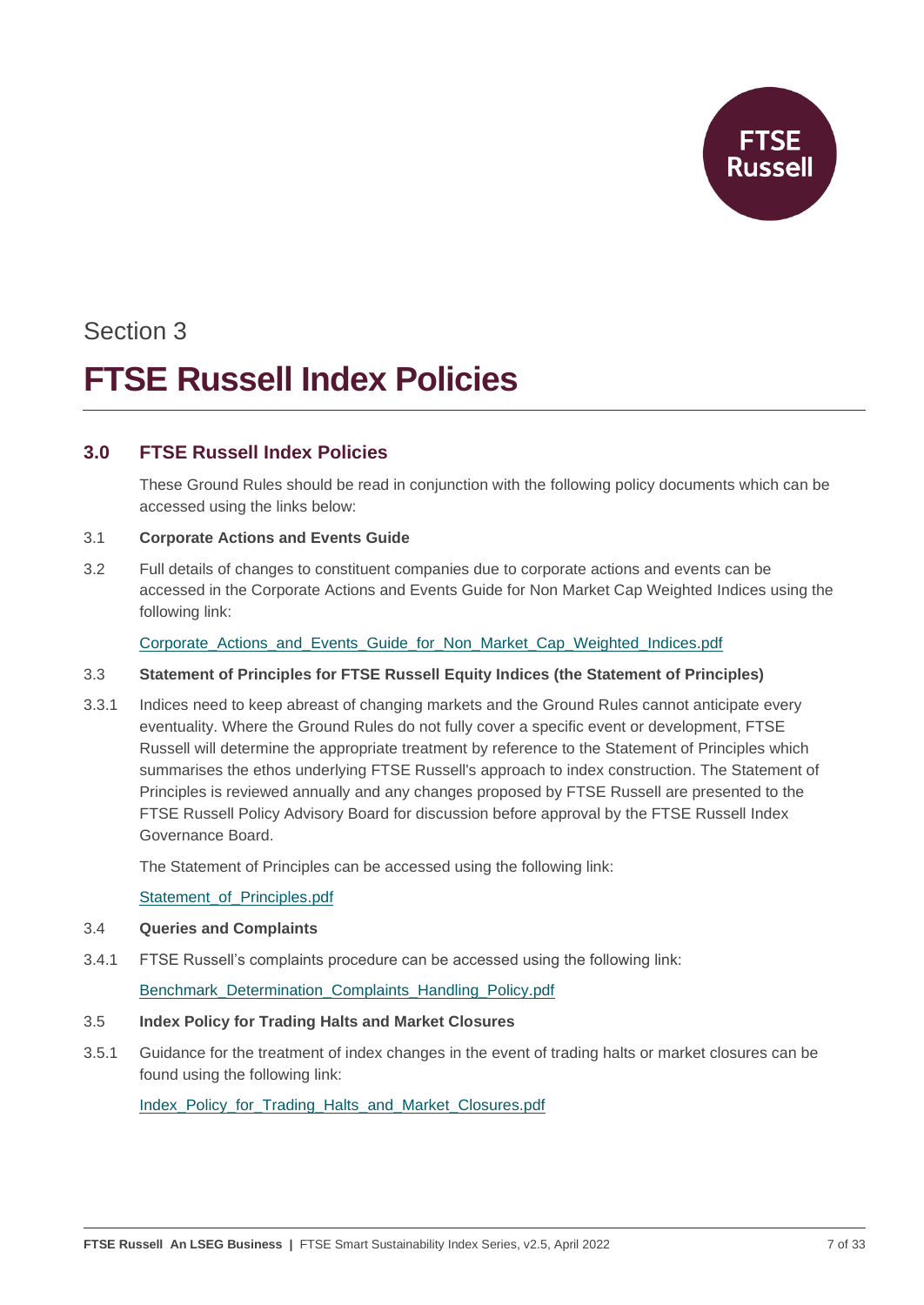Section 3

# FTSE Russell Index Policies

## 3.0 FTSE Russell Index Policies

These Ground Rules should be read in conjunction with the following policy documents which can be accessed using the links below:

3.1 **Corporate Actions and Events Guide**

3.2 Full details of changes to constituent companies due to corporate actions and events can be accessed in the Corporate Actions and Events Guide for Non Market Cap Weighted Indices using the following link:

Corporate_Actions_and_Events_Guide_for_Non_Market_Cap_Weighted_Indices.pdf

3.3 **Statement of Principles for FTSE Russell Equity Indices (the Statement of Principles)**

3.3.1 Indices need to keep abreast of changing markets and the Ground Rules cannot anticipate every eventuality. Where the Ground Rules do not fully cover a specific event or development, FTSE Russell will determine the appropriate treatment by reference to the Statement of Principles which summarises the ethos underlying FTSE Russell's approach to index construction. The Statement of Principles is reviewed annually and any changes proposed by FTSE Russell are presented to the FTSE Russell Policy Advisory Board for discussion before approval by the FTSE Russell Index Governance Board.

The Statement of Principles can be accessed using the following link:

Statement_of_Principles.pdf

3.4 **Queries and Complaints**

3.4.1 FTSE Russell's complaints procedure can be accessed using the following link:

Benchmark_Determination_Complaints_Handling_Policy.pdf

3.5 **Index Policy for Trading Halts and Market Closures**

3.5.1 Guidance for the treatment of index changes in the event of trading halts or market closures can be found using the following link:

Index_Policy_for_Trading_Halts_and_Market_Closures.pdf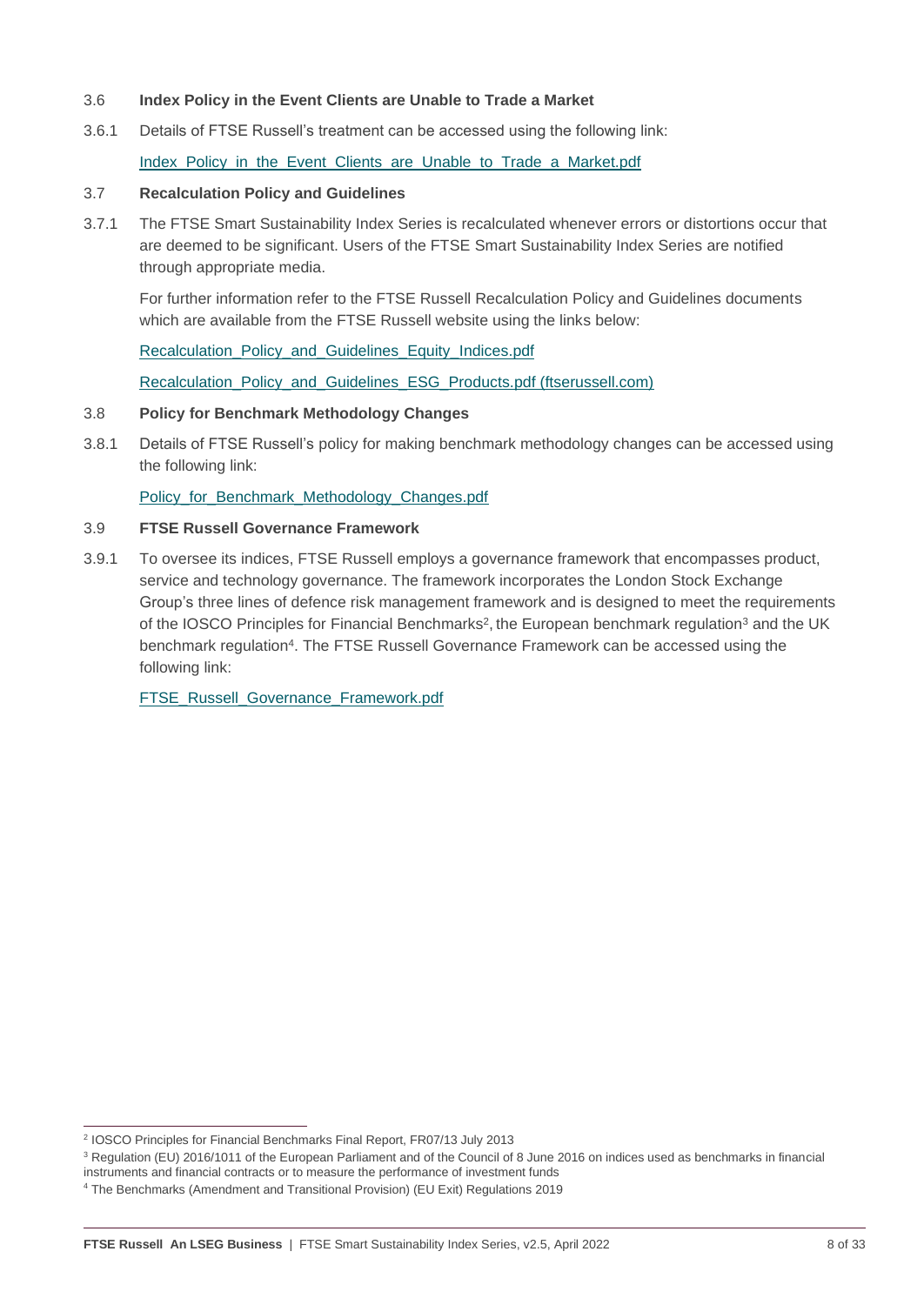## 3.6 Index Policy in the Event Clients are Unable to Trade a Market

3.6.1 Details of FTSE Russell's treatment can be accessed using the following link:

Index_Policy_in_the_Event_Clients_are_Unable_to_Trade_a_Market.pdf

## 3.7 Recalculation Policy and Guidelines

3.7.1 The FTSE Smart Sustainability Index Series is recalculated whenever errors or distortions occur that are deemed to be significant. Users of the FTSE Smart Sustainability Index Series are notified through appropriate media.

For further information refer to the FTSE Russell Recalculation Policy and Guidelines documents which are available from the FTSE Russell website using the links below:

Recalculation_Policy_and_Guidelines_Equity_Indices.pdf

Recalculation_Policy_and_Guidelines_ESG_Products.pdf (ftserussell.com)

## 3.8 Policy for Benchmark Methodology Changes

3.8.1 Details of FTSE Russell's policy for making benchmark methodology changes can be accessed using the following link:

Policy_for_Benchmark_Methodology_Changes.pdf

## 3.9 FTSE Russell Governance Framework

3.9.1 To oversee its indices, FTSE Russell employs a governance framework that encompasses product, service and technology governance. The framework incorporates the London Stock Exchange Group's three lines of defence risk management framework and is designed to meet the requirements of the IOSCO Principles for Financial Benchmarks[2], the European benchmark regulation[3] and the UK benchmark regulation[4]. The FTSE Russell Governance Framework can be accessed using the following link:

FTSE_Russell_Governance_Framework.pdf

---

[2] IOSCO Principles for Financial Benchmarks Final Report, FR07/13 July 2013

[3] Regulation (EU) 2016/1011 of the European Parliament and of the Council of 8 June 2016 on indices used as benchmarks in financial instruments and financial contracts or to measure the performance of investment funds

[4] The Benchmarks (Amendment and Transitional Provision) (EU Exit) Regulations 2019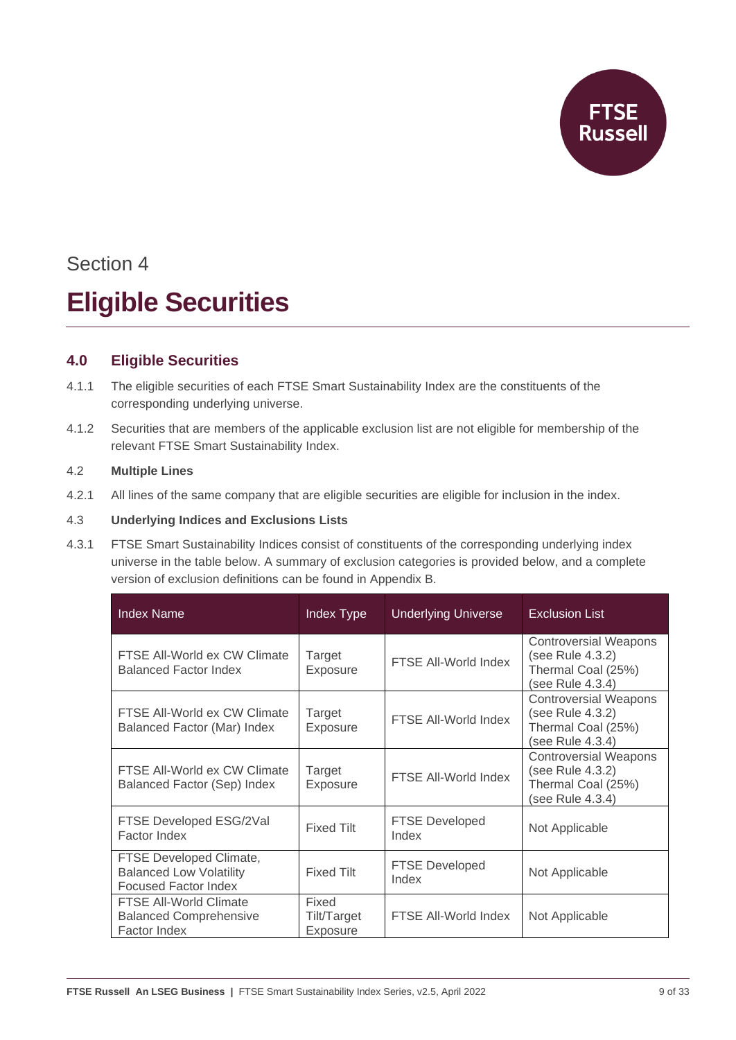Section 4

# Eligible Securities

## 4.0 Eligible Securities

4.1.1 The eligible securities of each FTSE Smart Sustainability Index are the constituents of the corresponding underlying universe.

4.1.2 Securities that are members of the applicable exclusion list are not eligible for membership of the relevant FTSE Smart Sustainability Index.

4.2 **Multiple Lines**

4.2.1 All lines of the same company that are eligible securities are eligible for inclusion in the index.

4.3 **Underlying Indices and Exclusions Lists**

4.3.1 FTSE Smart Sustainability Indices consist of constituents of the corresponding underlying index universe in the table below. A summary of exclusion categories is provided below, and a complete version of exclusion definitions can be found in Appendix B.

| Index Name | Index Type | Underlying Universe | Exclusion List |
|---|---|---|---|
| FTSE All-World ex CW Climate Balanced Factor Index | Target Exposure | FTSE All-World Index | Controversial Weapons (see Rule 4.3.2) Thermal Coal (25%) (see Rule 4.3.4) |
| FTSE All-World ex CW Climate Balanced Factor (Mar) Index | Target Exposure | FTSE All-World Index | Controversial Weapons (see Rule 4.3.2) Thermal Coal (25%) (see Rule 4.3.4) |
| FTSE All-World ex CW Climate Balanced Factor (Sep) Index | Target Exposure | FTSE All-World Index | Controversial Weapons (see Rule 4.3.2) Thermal Coal (25%) (see Rule 4.3.4) |
| FTSE Developed ESG/2Val Factor Index | Fixed Tilt | FTSE Developed Index | Not Applicable |
| FTSE Developed Climate, Balanced Low Volatility Focused Factor Index | Fixed Tilt | FTSE Developed Index | Not Applicable |
| FTSE All-World Climate Balanced Comprehensive Factor Index | Fixed Tilt/Target Exposure | FTSE All-World Index | Not Applicable |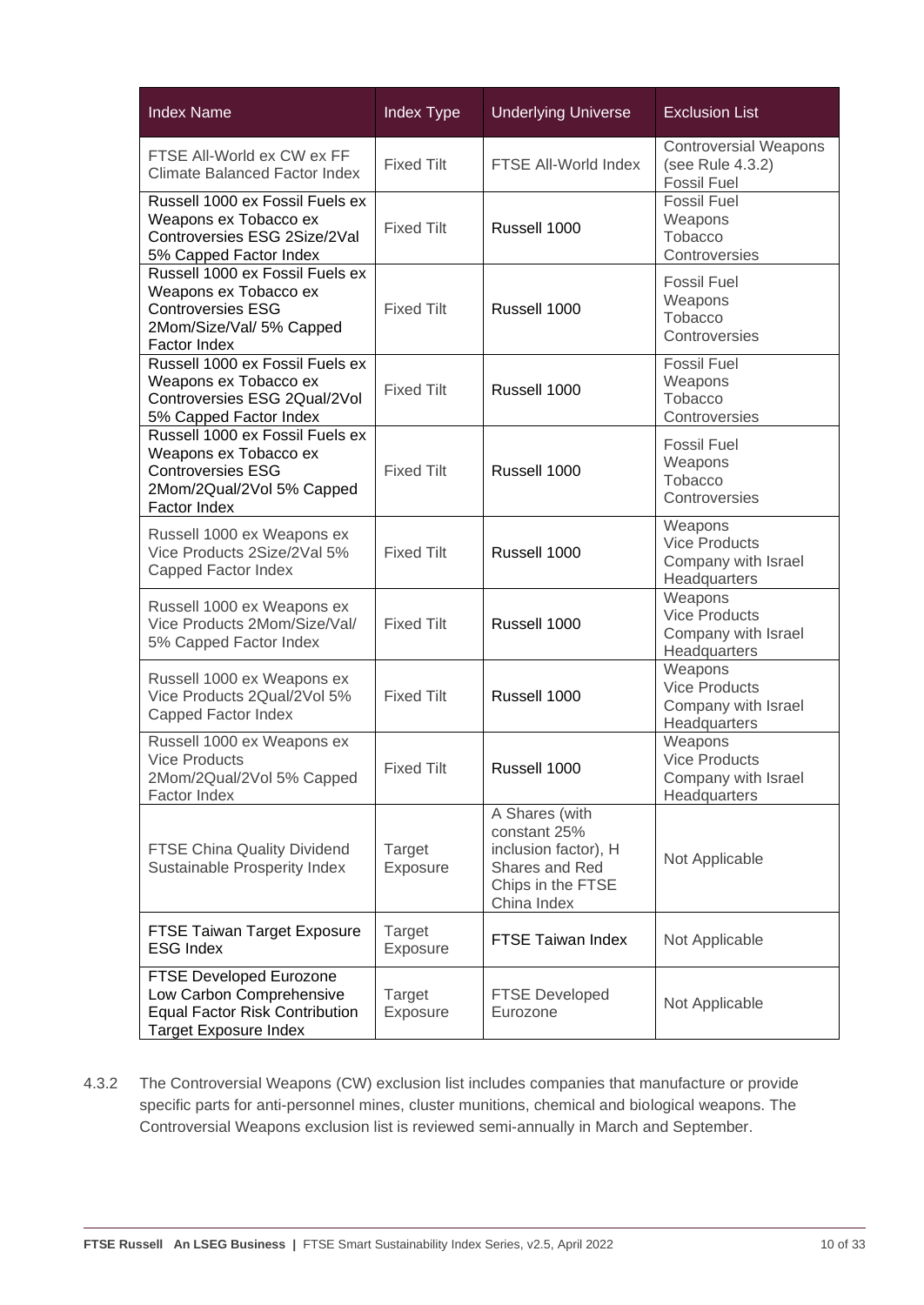| Index Name | Index Type | Underlying Universe | Exclusion List |
|---|---|---|---|
| FTSE All-World ex CW ex FF Climate Balanced Factor Index | Fixed Tilt | FTSE All-World Index | Controversial Weapons (see Rule 4.3.2)<br>Fossil Fuel |
| Russell 1000 ex Fossil Fuels ex Weapons ex Tobacco ex Controversies ESG 2Size/2Val 5% Capped Factor Index | Fixed Tilt | Russell 1000 | Fossil Fuel<br>Weapons<br>Tobacco<br>Controversies |
| Russell 1000 ex Fossil Fuels ex Weapons ex Tobacco ex Controversies ESG 2Mom/Size/Val/ 5% Capped Factor Index | Fixed Tilt | Russell 1000 | Fossil Fuel<br>Weapons<br>Tobacco<br>Controversies |
| Russell 1000 ex Fossil Fuels ex Weapons ex Tobacco ex Controversies ESG 2Qual/2Vol 5% Capped Factor Index | Fixed Tilt | Russell 1000 | Fossil Fuel<br>Weapons<br>Tobacco<br>Controversies |
| Russell 1000 ex Fossil Fuels ex Weapons ex Tobacco ex Controversies ESG 2Mom/2Qual/2Vol 5% Capped Factor Index | Fixed Tilt | Russell 1000 | Fossil Fuel<br>Weapons<br>Tobacco<br>Controversies |
| Russell 1000 ex Weapons ex Vice Products 2Size/2Val 5% Capped Factor Index | Fixed Tilt | Russell 1000 | Weapons<br>Vice Products<br>Company with Israel Headquarters |
| Russell 1000 ex Weapons ex Vice Products 2Mom/Size/Val/ 5% Capped Factor Index | Fixed Tilt | Russell 1000 | Weapons<br>Vice Products<br>Company with Israel Headquarters |
| Russell 1000 ex Weapons ex Vice Products 2Qual/2Vol 5% Capped Factor Index | Fixed Tilt | Russell 1000 | Weapons<br>Vice Products<br>Company with Israel Headquarters |
| Russell 1000 ex Weapons ex Vice Products 2Mom/2Qual/2Vol 5% Capped Factor Index | Fixed Tilt | Russell 1000 | Weapons<br>Vice Products<br>Company with Israel Headquarters |
| FTSE China Quality Dividend Sustainable Prosperity Index | Target Exposure | A Shares (with constant 25% inclusion factor), H Shares and Red Chips in the FTSE China Index | Not Applicable |
| FTSE Taiwan Target Exposure ESG Index | Target Exposure | FTSE Taiwan Index | Not Applicable |
| FTSE Developed Eurozone Low Carbon Comprehensive Equal Factor Risk Contribution Target Exposure Index | Target Exposure | FTSE Developed Eurozone | Not Applicable |

4.3.2 The Controversial Weapons (CW) exclusion list includes companies that manufacture or provide specific parts for anti-personnel mines, cluster munitions, chemical and biological weapons. The Controversial Weapons exclusion list is reviewed semi-annually in March and September.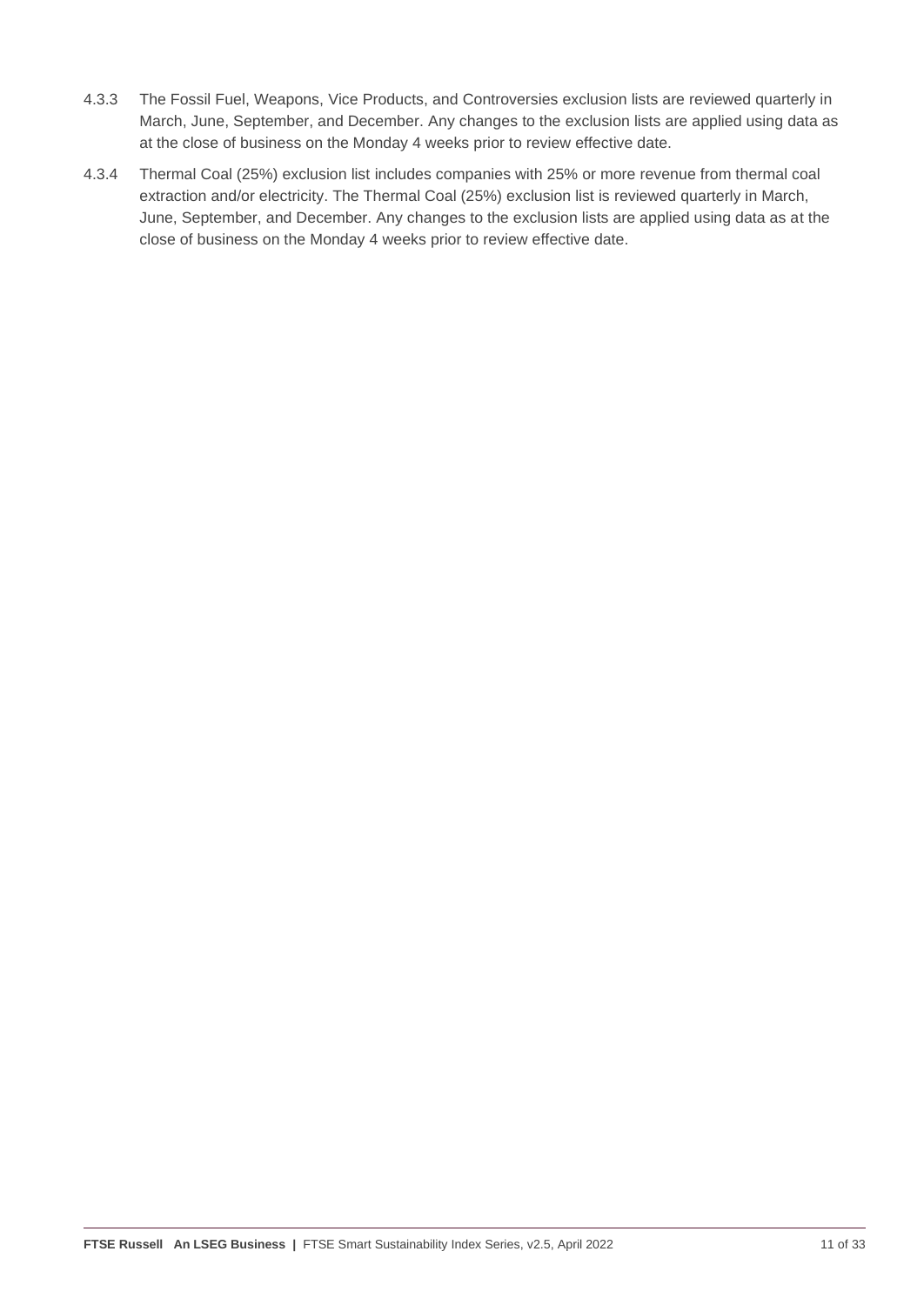4.3.3 The Fossil Fuel, Weapons, Vice Products, and Controversies exclusion lists are reviewed quarterly in March, June, September, and December. Any changes to the exclusion lists are applied using data as at the close of business on the Monday 4 weeks prior to review effective date.

4.3.4 Thermal Coal (25%) exclusion list includes companies with 25% or more revenue from thermal coal extraction and/or electricity. The Thermal Coal (25%) exclusion list is reviewed quarterly in March, June, September, and December. Any changes to the exclusion lists are applied using data as at the close of business on the Monday 4 weeks prior to review effective date.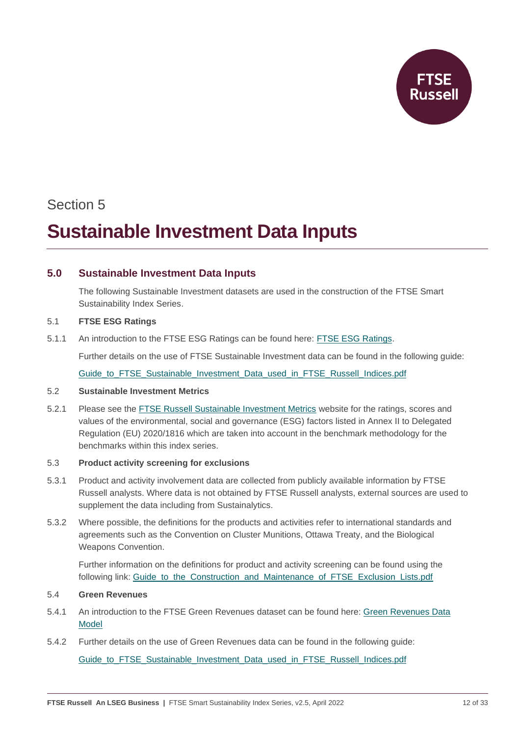Section 5

# Sustainable Investment Data Inputs

## 5.0 Sustainable Investment Data Inputs

The following Sustainable Investment datasets are used in the construction of the FTSE Smart Sustainability Index Series.

### 5.1 FTSE ESG Ratings

5.1.1 An introduction to the FTSE ESG Ratings can be found here: FTSE ESG Ratings.

Further details on the use of FTSE Sustainable Investment data can be found in the following guide:

Guide_to_FTSE_Sustainable_Investment_Data_used_in_FTSE_Russell_Indices.pdf

### 5.2 Sustainable Investment Metrics

5.2.1 Please see the FTSE Russell Sustainable Investment Metrics website for the ratings, scores and values of the environmental, social and governance (ESG) factors listed in Annex II to Delegated Regulation (EU) 2020/1816 which are taken into account in the benchmark methodology for the benchmarks within this index series.

### 5.3 Product activity screening for exclusions

5.3.1 Product and activity involvement data are collected from publicly available information by FTSE Russell analysts. Where data is not obtained by FTSE Russell analysts, external sources are used to supplement the data including from Sustainalytics.

5.3.2 Where possible, the definitions for the products and activities refer to international standards and agreements such as the Convention on Cluster Munitions, Ottawa Treaty, and the Biological Weapons Convention.

Further information on the definitions for product and activity screening can be found using the following link: Guide_to_the_Construction_and_Maintenance_of_FTSE_Exclusion_Lists.pdf

### 5.4 Green Revenues

5.4.1 An introduction to the FTSE Green Revenues dataset can be found here: Green Revenues Data Model

5.4.2 Further details on the use of Green Revenues data can be found in the following guide:

Guide_to_FTSE_Sustainable_Investment_Data_used_in_FTSE_Russell_Indices.pdf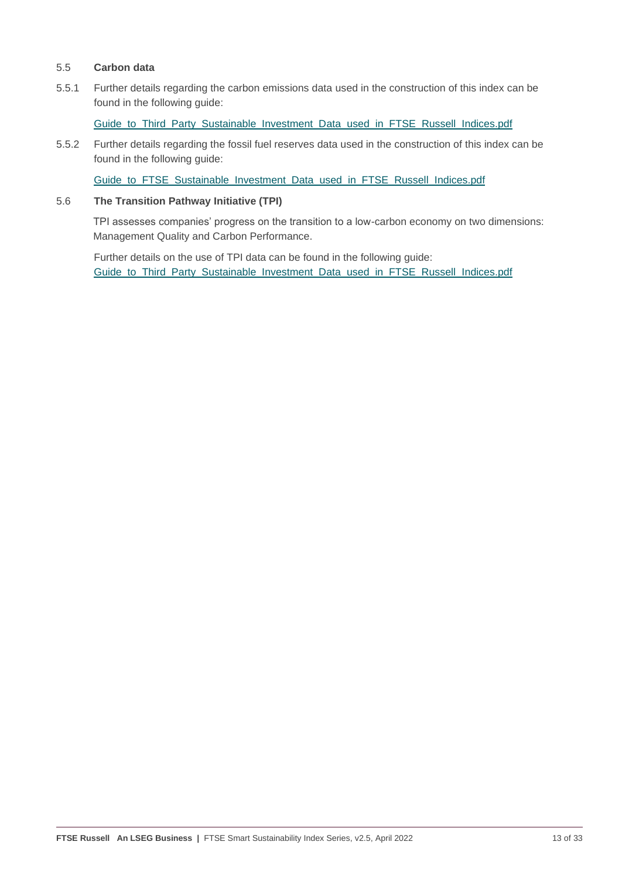## 5.5 Carbon data

5.5.1 Further details regarding the carbon emissions data used in the construction of this index can be found in the following guide:

Guide_to_Third_Party_Sustainable_Investment_Data_used_in_FTSE_Russell_Indices.pdf

5.5.2 Further details regarding the fossil fuel reserves data used in the construction of this index can be found in the following guide:

Guide_to_FTSE_Sustainable_Investment_Data_used_in_FTSE_Russell_Indices.pdf

## 5.6 The Transition Pathway Initiative (TPI)

TPI assesses companies' progress on the transition to a low-carbon economy on two dimensions: Management Quality and Carbon Performance.

Further details on the use of TPI data can be found in the following guide:
Guide_to_Third_Party_Sustainable_Investment_Data_used_in_FTSE_Russell_Indices.pdf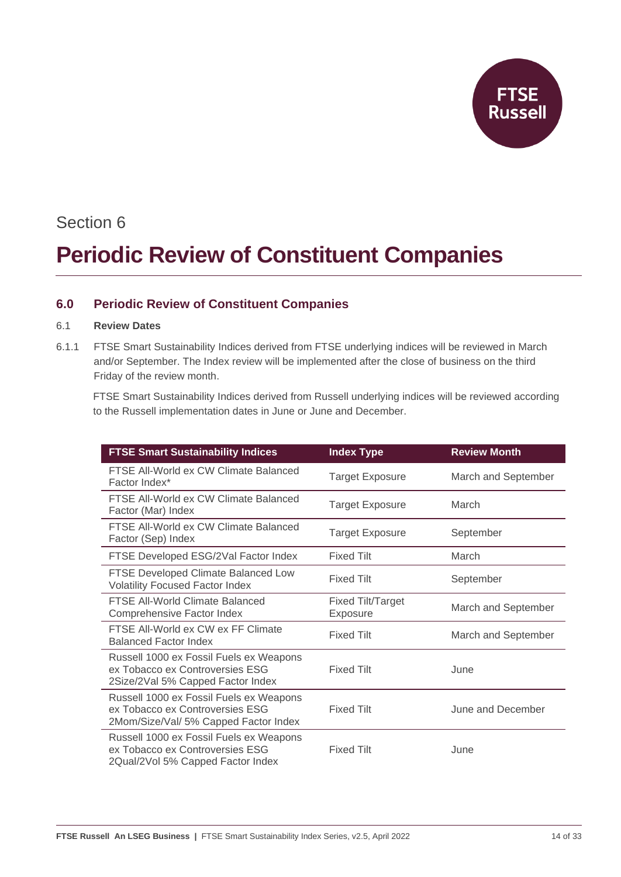Section 6

# Periodic Review of Constituent Companies

## 6.0 Periodic Review of Constituent Companies

### 6.1 Review Dates

6.1.1 FTSE Smart Sustainability Indices derived from FTSE underlying indices will be reviewed in March and/or September. The Index review will be implemented after the close of business on the third Friday of the review month.

FTSE Smart Sustainability Indices derived from Russell underlying indices will be reviewed according to the Russell implementation dates in June or June and December.

| FTSE Smart Sustainability Indices | Index Type | Review Month |
|---|---|---|
| FTSE All-World ex CW Climate Balanced Factor Index* | Target Exposure | March and September |
| FTSE All-World ex CW Climate Balanced Factor (Mar) Index | Target Exposure | March |
| FTSE All-World ex CW Climate Balanced Factor (Sep) Index | Target Exposure | September |
| FTSE Developed ESG/2Val Factor Index | Fixed Tilt | March |
| FTSE Developed Climate Balanced Low Volatility Focused Factor Index | Fixed Tilt | September |
| FTSE All-World Climate Balanced Comprehensive Factor Index | Fixed Tilt/Target Exposure | March and September |
| FTSE All-World ex CW ex FF Climate Balanced Factor Index | Fixed Tilt | March and September |
| Russell 1000 ex Fossil Fuels ex Weapons ex Tobacco ex Controversies ESG 2Size/2Val 5% Capped Factor Index | Fixed Tilt | June |
| Russell 1000 ex Fossil Fuels ex Weapons ex Tobacco ex Controversies ESG 2Mom/Size/Val/ 5% Capped Factor Index | Fixed Tilt | June and December |
| Russell 1000 ex Fossil Fuels ex Weapons ex Tobacco ex Controversies ESG 2Qual/2Vol 5% Capped Factor Index | Fixed Tilt | June |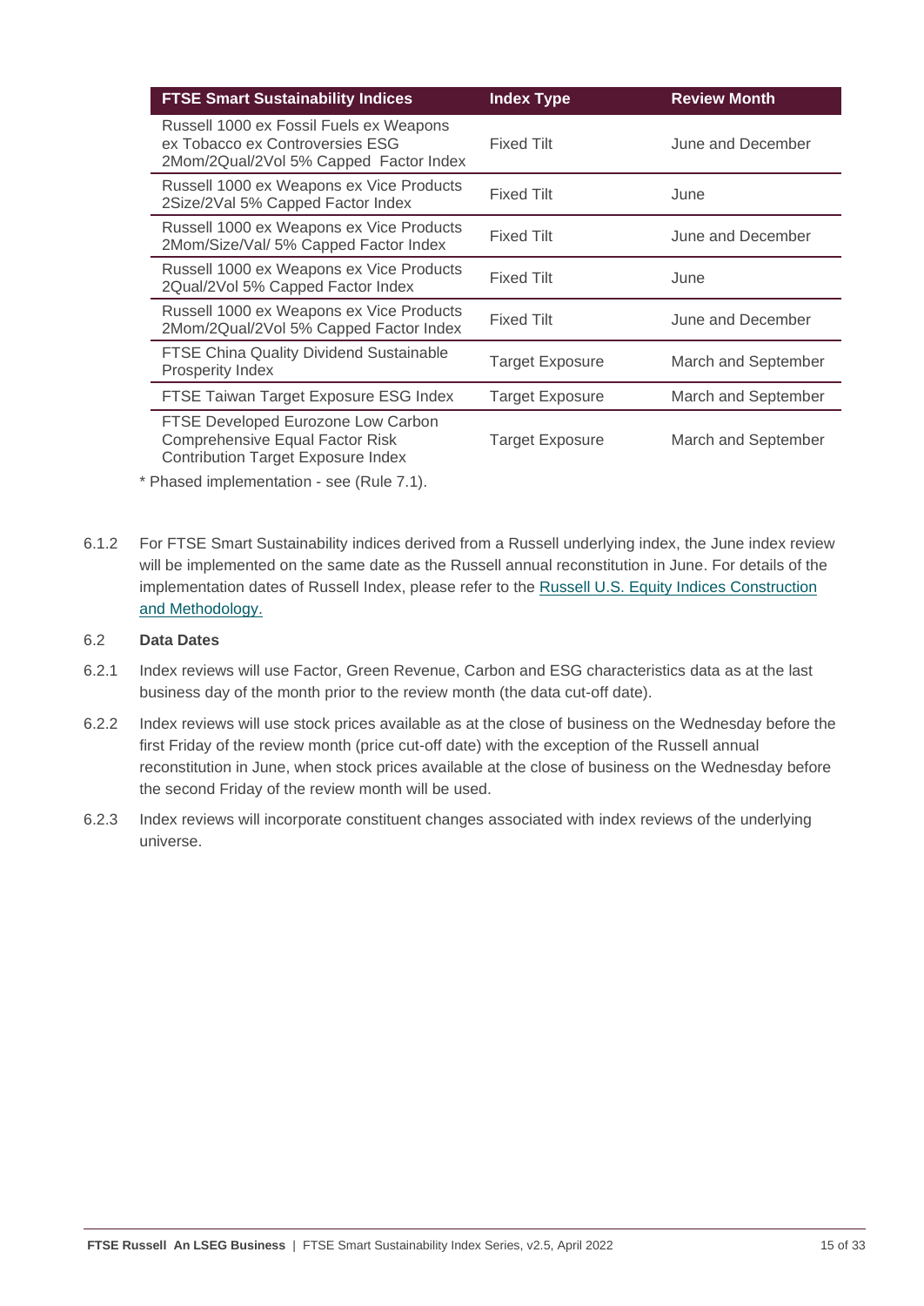| FTSE Smart Sustainability Indices | Index Type | Review Month |
|---|---|---|
| Russell 1000 ex Fossil Fuels ex Weapons ex Tobacco ex Controversies ESG 2Mom/2Qual/2Vol 5% Capped Factor Index | Fixed Tilt | June and December |
| Russell 1000 ex Weapons ex Vice Products 2Size/2Val 5% Capped Factor Index | Fixed Tilt | June |
| Russell 1000 ex Weapons ex Vice Products 2Mom/Size/Val/ 5% Capped Factor Index | Fixed Tilt | June and December |
| Russell 1000 ex Weapons ex Vice Products 2Qual/2Vol 5% Capped Factor Index | Fixed Tilt | June |
| Russell 1000 ex Weapons ex Vice Products 2Mom/2Qual/2Vol 5% Capped Factor Index | Fixed Tilt | June and December |
| FTSE China Quality Dividend Sustainable Prosperity Index | Target Exposure | March and September |
| FTSE Taiwan Target Exposure ESG Index | Target Exposure | March and September |
| FTSE Developed Eurozone Low Carbon Comprehensive Equal Factor Risk Contribution Target Exposure Index | Target Exposure | March and September |

* Phased implementation - see (Rule 7.1).

6.1.2 For FTSE Smart Sustainability indices derived from a Russell underlying index, the June index review will be implemented on the same date as the Russell annual reconstitution in June. For details of the implementation dates of Russell Index, please refer to the Russell U.S. Equity Indices Construction and Methodology.

6.2 **Data Dates**

6.2.1 Index reviews will use Factor, Green Revenue, Carbon and ESG characteristics data as at the last business day of the month prior to the review month (the data cut-off date).

6.2.2 Index reviews will use stock prices available as at the close of business on the Wednesday before the first Friday of the review month (price cut-off date) with the exception of the Russell annual reconstitution in June, when stock prices available at the close of business on the Wednesday before the second Friday of the review month will be used.

6.2.3 Index reviews will incorporate constituent changes associated with index reviews of the underlying universe.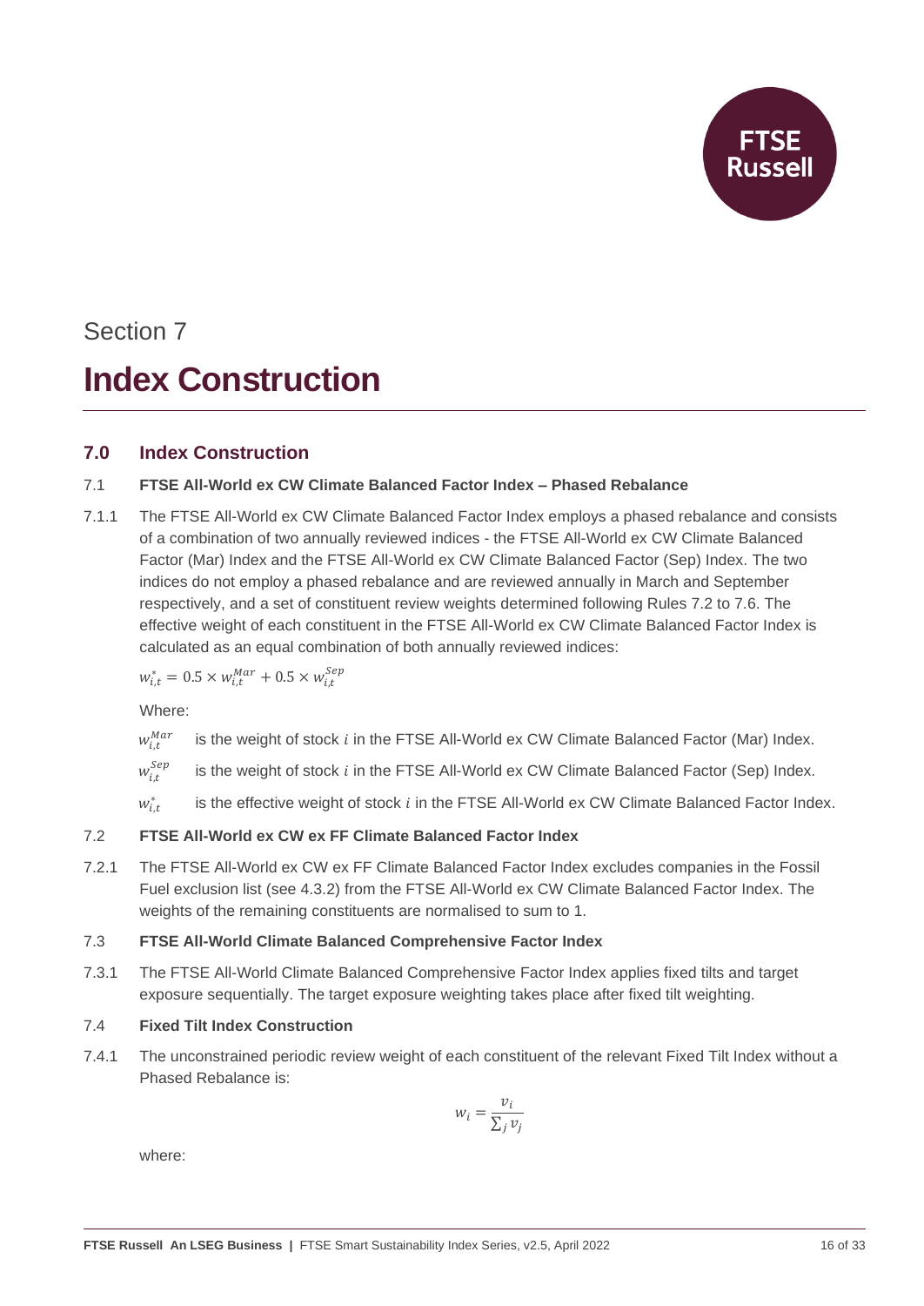Section 7

# Index Construction

## 7.0 Index Construction

### 7.1 FTSE All-World ex CW Climate Balanced Factor Index – Phased Rebalance

7.1.1 The FTSE All-World ex CW Climate Balanced Factor Index employs a phased rebalance and consists of a combination of two annually reviewed indices - the FTSE All-World ex CW Climate Balanced Factor (Mar) Index and the FTSE All-World ex CW Climate Balanced Factor (Sep) Index. The two indices do not employ a phased rebalance and are reviewed annually in March and September respectively, and a set of constituent review weights determined following Rules 7.2 to 7.6. The effective weight of each constituent in the FTSE All-World ex CW Climate Balanced Factor Index is calculated as an equal combination of both annually reviewed indices:

$$w_{i,t}^{*} = 0.5 \times w_{i,t}^{Mar} + 0.5 \times w_{i,t}^{Sep}$$

Where:

$w_{i,t}^{Mar}$ is the weight of stock $i$ in the FTSE All-World ex CW Climate Balanced Factor (Mar) Index.

$w_{i,t}^{Sep}$ is the weight of stock $i$ in the FTSE All-World ex CW Climate Balanced Factor (Sep) Index.

$w_{i,t}^{*}$ is the effective weight of stock $i$ in the FTSE All-World ex CW Climate Balanced Factor Index.

### 7.2 FTSE All-World ex CW ex FF Climate Balanced Factor Index

7.2.1 The FTSE All-World ex CW ex FF Climate Balanced Factor Index excludes companies in the Fossil Fuel exclusion list (see 4.3.2) from the FTSE All-World ex CW Climate Balanced Factor Index. The weights of the remaining constituents are normalised to sum to 1.

### 7.3 FTSE All-World Climate Balanced Comprehensive Factor Index

7.3.1 The FTSE All-World Climate Balanced Comprehensive Factor Index applies fixed tilts and target exposure sequentially. The target exposure weighting takes place after fixed tilt weighting.

### 7.4 Fixed Tilt Index Construction

7.4.1 The unconstrained periodic review weight of each constituent of the relevant Fixed Tilt Index without a Phased Rebalance is:

$$w_i = \frac{v_i}{\sum_j v_j}$$

where: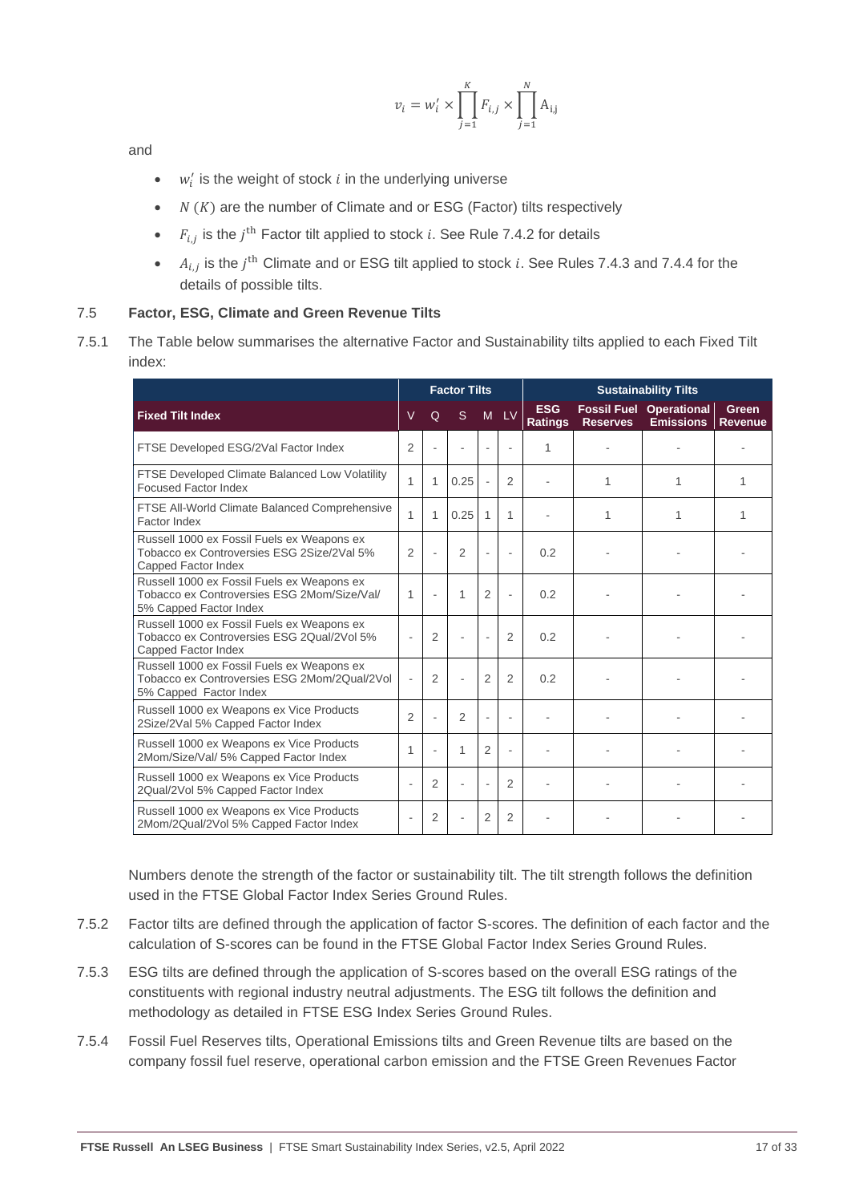$$v_i = w_i' \times \prod_{j=1}^{K} F_{i,j} \times \prod_{j=1}^{N} \text{A}_{\text{i,j}}$$

and

- $w_i'$ is the weight of stock $i$ in the underlying universe
- $N$ $(K)$ are the number of Climate and or ESG (Factor) tilts respectively
- $F_{i,j}$ is the $j^{\text{th}}$ Factor tilt applied to stock $i$. See Rule 7.4.2 for details
- $A_{i,j}$ is the $j^{\text{th}}$ Climate and or ESG tilt applied to stock $i$. See Rules 7.4.3 and 7.4.4 for the details of possible tilts.

## 7.5 Factor, ESG, Climate and Green Revenue Tilts

7.5.1 The Table below summarises the alternative Factor and Sustainability tilts applied to each Fixed Tilt index:

| | Factor Tilts | | | | | Sustainability Tilts | | | |
|---|---|---|---|---|---|---|---|---|---|
| **Fixed Tilt Index** | V | Q | S | M | LV | **ESG Ratings** | **Fossil Fuel Reserves** | **Operational Emissions** | **Green Revenue** |
| FTSE Developed ESG/2Val Factor Index | 2 | - | - | - | - | 1 | - | - | - |
| FTSE Developed Climate Balanced Low Volatility Focused Factor Index | 1 | 1 | 0.25 | - | 2 | - | 1 | 1 | 1 |
| FTSE All-World Climate Balanced Comprehensive Factor Index | 1 | 1 | 0.25 | 1 | 1 | - | 1 | 1 | 1 |
| Russell 1000 ex Fossil Fuels ex Weapons ex Tobacco ex Controversies ESG 2Size/2Val 5% Capped Factor Index | 2 | - | 2 | - | - | 0.2 | - | - | - |
| Russell 1000 ex Fossil Fuels ex Weapons ex Tobacco ex Controversies ESG 2Mom/Size/Val/ 5% Capped Factor Index | 1 | - | 1 | 2 | - | 0.2 | - | - | - |
| Russell 1000 ex Fossil Fuels ex Weapons ex Tobacco ex Controversies ESG 2Qual/2Vol 5% Capped Factor Index | - | 2 | - | - | 2 | 0.2 | - | - | - |
| Russell 1000 ex Fossil Fuels ex Weapons ex Tobacco ex Controversies ESG 2Mom/2Qual/2Vol 5% Capped Factor Index | - | 2 | - | 2 | 2 | 0.2 | - | - | - |
| Russell 1000 ex Weapons ex Vice Products 2Size/2Val 5% Capped Factor Index | 2 | - | 2 | - | - | - | - | - | - |
| Russell 1000 ex Weapons ex Vice Products 2Mom/Size/Val/ 5% Capped Factor Index | 1 | - | 1 | 2 | - | - | - | - | - |
| Russell 1000 ex Weapons ex Vice Products 2Qual/2Vol 5% Capped Factor Index | - | 2 | - | - | 2 | - | - | - | - |
| Russell 1000 ex Weapons ex Vice Products 2Mom/2Qual/2Vol 5% Capped Factor Index | - | 2 | - | 2 | 2 | - | - | - | - |

Numbers denote the strength of the factor or sustainability tilt. The tilt strength follows the definition used in the FTSE Global Factor Index Series Ground Rules.

7.5.2 Factor tilts are defined through the application of factor S-scores. The definition of each factor and the calculation of S-scores can be found in the FTSE Global Factor Index Series Ground Rules.

7.5.3 ESG tilts are defined through the application of S-scores based on the overall ESG ratings of the constituents with regional industry neutral adjustments. The ESG tilt follows the definition and methodology as detailed in FTSE ESG Index Series Ground Rules.

7.5.4 Fossil Fuel Reserves tilts, Operational Emissions tilts and Green Revenue tilts are based on the company fossil fuel reserve, operational carbon emission and the FTSE Green Revenues Factor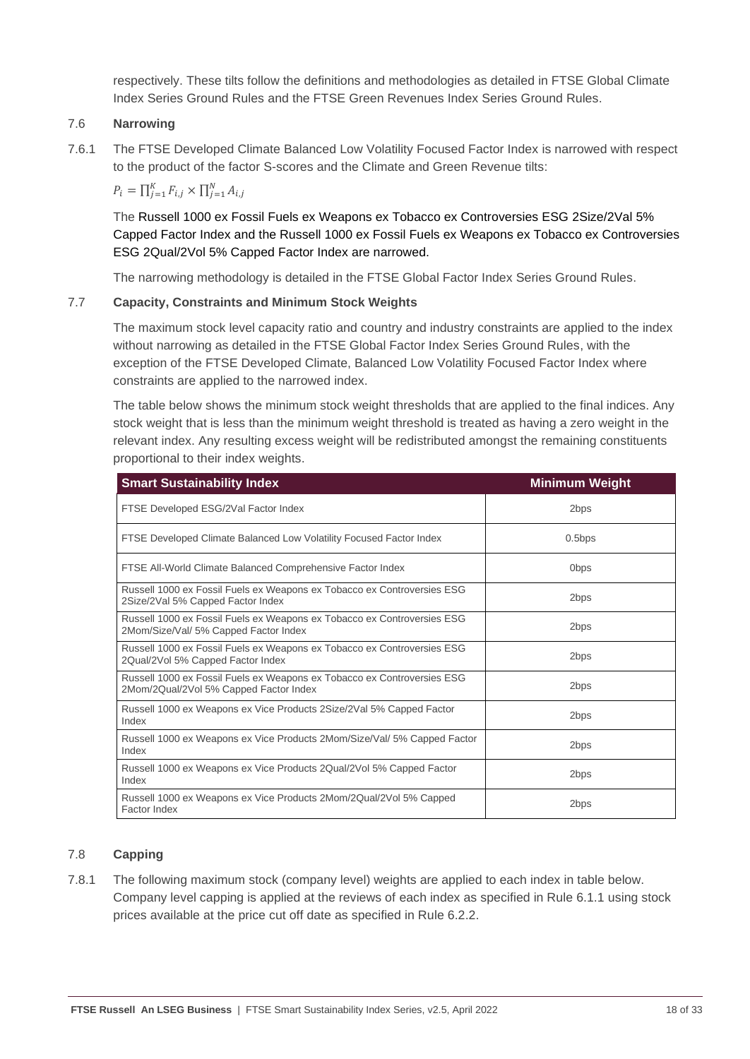respectively. These tilts follow the definitions and methodologies as detailed in FTSE Global Climate Index Series Ground Rules and the FTSE Green Revenues Index Series Ground Rules.

### 7.6 Narrowing

7.6.1 The FTSE Developed Climate Balanced Low Volatility Focused Factor Index is narrowed with respect to the product of the factor S-scores and the Climate and Green Revenue tilts:

$$P_i = \prod_{j=1}^{K} F_{i,j} \times \prod_{j=1}^{N} A_{i,j}$$

The Russell 1000 ex Fossil Fuels ex Weapons ex Tobacco ex Controversies ESG 2Size/2Val 5% Capped Factor Index and the Russell 1000 ex Fossil Fuels ex Weapons ex Tobacco ex Controversies ESG 2Qual/2Vol 5% Capped Factor Index are narrowed.

The narrowing methodology is detailed in the FTSE Global Factor Index Series Ground Rules.

### 7.7 Capacity, Constraints and Minimum Stock Weights

The maximum stock level capacity ratio and country and industry constraints are applied to the index without narrowing as detailed in the FTSE Global Factor Index Series Ground Rules, with the exception of the FTSE Developed Climate, Balanced Low Volatility Focused Factor Index where constraints are applied to the narrowed index.

The table below shows the minimum stock weight thresholds that are applied to the final indices. Any stock weight that is less than the minimum weight threshold is treated as having a zero weight in the relevant index. Any resulting excess weight will be redistributed amongst the remaining constituents proportional to their index weights.

| Smart Sustainability Index | Minimum Weight |
|---|---|
| FTSE Developed ESG/2Val Factor Index | 2bps |
| FTSE Developed Climate Balanced Low Volatility Focused Factor Index | 0.5bps |
| FTSE All-World Climate Balanced Comprehensive Factor Index | 0bps |
| Russell 1000 ex Fossil Fuels ex Weapons ex Tobacco ex Controversies ESG 2Size/2Val 5% Capped Factor Index | 2bps |
| Russell 1000 ex Fossil Fuels ex Weapons ex Tobacco ex Controversies ESG 2Mom/Size/Val/ 5% Capped Factor Index | 2bps |
| Russell 1000 ex Fossil Fuels ex Weapons ex Tobacco ex Controversies ESG 2Qual/2Vol 5% Capped Factor Index | 2bps |
| Russell 1000 ex Fossil Fuels ex Weapons ex Tobacco ex Controversies ESG 2Mom/2Qual/2Vol 5% Capped Factor Index | 2bps |
| Russell 1000 ex Weapons ex Vice Products 2Size/2Val 5% Capped Factor Index | 2bps |
| Russell 1000 ex Weapons ex Vice Products 2Mom/Size/Val/ 5% Capped Factor Index | 2bps |
| Russell 1000 ex Weapons ex Vice Products 2Qual/2Vol 5% Capped Factor Index | 2bps |
| Russell 1000 ex Weapons ex Vice Products 2Mom/2Qual/2Vol 5% Capped Factor Index | 2bps |

### 7.8 Capping

7.8.1 The following maximum stock (company level) weights are applied to each index in table below. Company level capping is applied at the reviews of each index as specified in Rule 6.1.1 using stock prices available at the price cut off date as specified in Rule 6.2.2.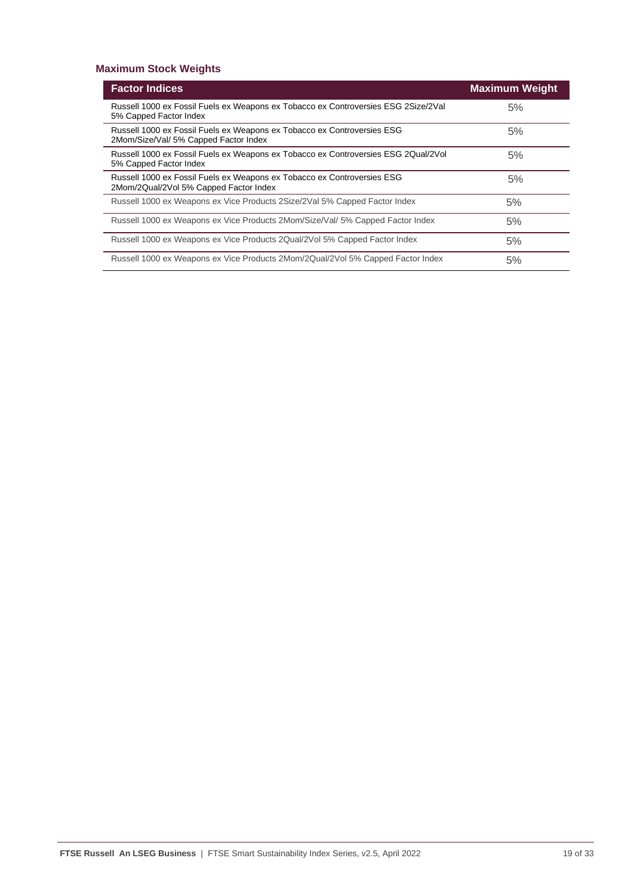### Maximum Stock Weights

| Factor Indices | Maximum Weight |
|---|---|
| Russell 1000 ex Fossil Fuels ex Weapons ex Tobacco ex Controversies ESG 2Size/2Val 5% Capped Factor Index | 5% |
| Russell 1000 ex Fossil Fuels ex Weapons ex Tobacco ex Controversies ESG 2Mom/Size/Val/ 5% Capped Factor Index | 5% |
| Russell 1000 ex Fossil Fuels ex Weapons ex Tobacco ex Controversies ESG 2Qual/2Vol 5% Capped Factor Index | 5% |
| Russell 1000 ex Fossil Fuels ex Weapons ex Tobacco ex Controversies ESG 2Mom/2Qual/2Vol 5% Capped Factor Index | 5% |
| Russell 1000 ex Weapons ex Vice Products 2Size/2Val 5% Capped Factor Index | 5% |
| Russell 1000 ex Weapons ex Vice Products 2Mom/Size/Val/ 5% Capped Factor Index | 5% |
| Russell 1000 ex Weapons ex Vice Products 2Qual/2Vol 5% Capped Factor Index | 5% |
| Russell 1000 ex Weapons ex Vice Products 2Mom/2Qual/2Vol 5% Capped Factor Index | 5% |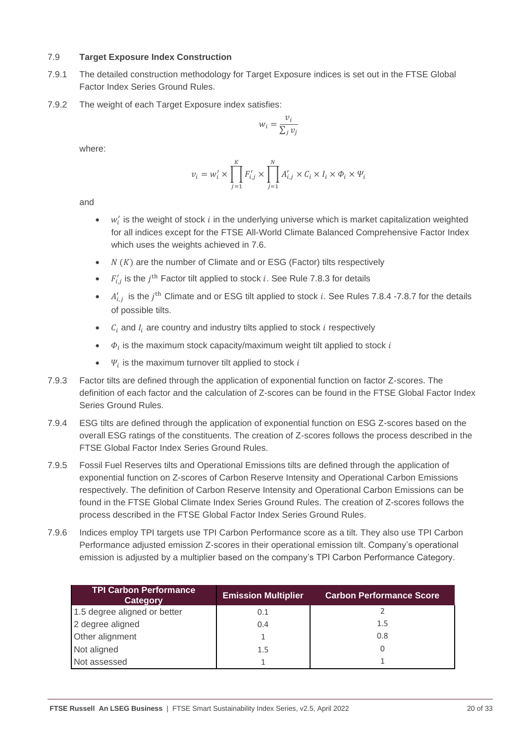## 7.9 Target Exposure Index Construction

7.9.1 The detailed construction methodology for Target Exposure indices is set out in the FTSE Global Factor Index Series Ground Rules.

7.9.2 The weight of each Target Exposure index satisfies:

$$w_i = \frac{v_i}{\sum_j v_j}$$

where:

$$v_i = w_i' \times \prod_{j=1}^{K} F_{i,j}' \times \prod_{j=1}^{N} A_{i,j}' \times C_i \times I_i \times \Phi_i \times \Psi_i$$

and

- $w_i'$ is the weight of stock $i$ in the underlying universe which is market capitalization weighted for all indices except for the FTSE All-World Climate Balanced Comprehensive Factor Index which uses the weights achieved in 7.6.
- $N$ $(K)$ are the number of Climate and or ESG (Factor) tilts respectively
- $F_{i,j}'$ is the $j^{\text{th}}$ Factor tilt applied to stock $i$. See Rule 7.8.3 for details
- $A_{i,j}'$ is the $j^{\text{th}}$ Climate and or ESG tilt applied to stock $i$. See Rules 7.8.4 -7.8.7 for the details of possible tilts.
- $C_i$ and $I_i$ are country and industry tilts applied to stock $i$ respectively
- $\Phi_i$ is the maximum stock capacity/maximum weight tilt applied to stock $i$
- $\Psi_i$ is the maximum turnover tilt applied to stock $i$

7.9.3 Factor tilts are defined through the application of exponential function on factor Z-scores. The definition of each factor and the calculation of Z-scores can be found in the FTSE Global Factor Index Series Ground Rules.

7.9.4 ESG tilts are defined through the application of exponential function on ESG Z-scores based on the overall ESG ratings of the constituents. The creation of Z-scores follows the process described in the FTSE Global Factor Index Series Ground Rules.

7.9.5 Fossil Fuel Reserves tilts and Operational Emissions tilts are defined through the application of exponential function on Z-scores of Carbon Reserve Intensity and Operational Carbon Emissions respectively. The definition of Carbon Reserve Intensity and Operational Carbon Emissions can be found in the FTSE Global Climate Index Series Ground Rules. The creation of Z-scores follows the process described in the FTSE Global Factor Index Series Ground Rules.

7.9.6 Indices employ TPI targets use TPI Carbon Performance score as a tilt. They also use TPI Carbon Performance adjusted emission Z-scores in their operational emission tilt. Company's operational emission is adjusted by a multiplier based on the company's TPI Carbon Performance Category.

| TPI Carbon Performance Category | Emission Multiplier | Carbon Performance Score |
|---|---|---|
| 1.5 degree aligned or better | 0.1 | 2 |
| 2 degree aligned | 0.4 | 1.5 |
| Other alignment | 1 | 0.8 |
| Not aligned | 1.5 | 0 |
| Not assessed | 1 | 1 |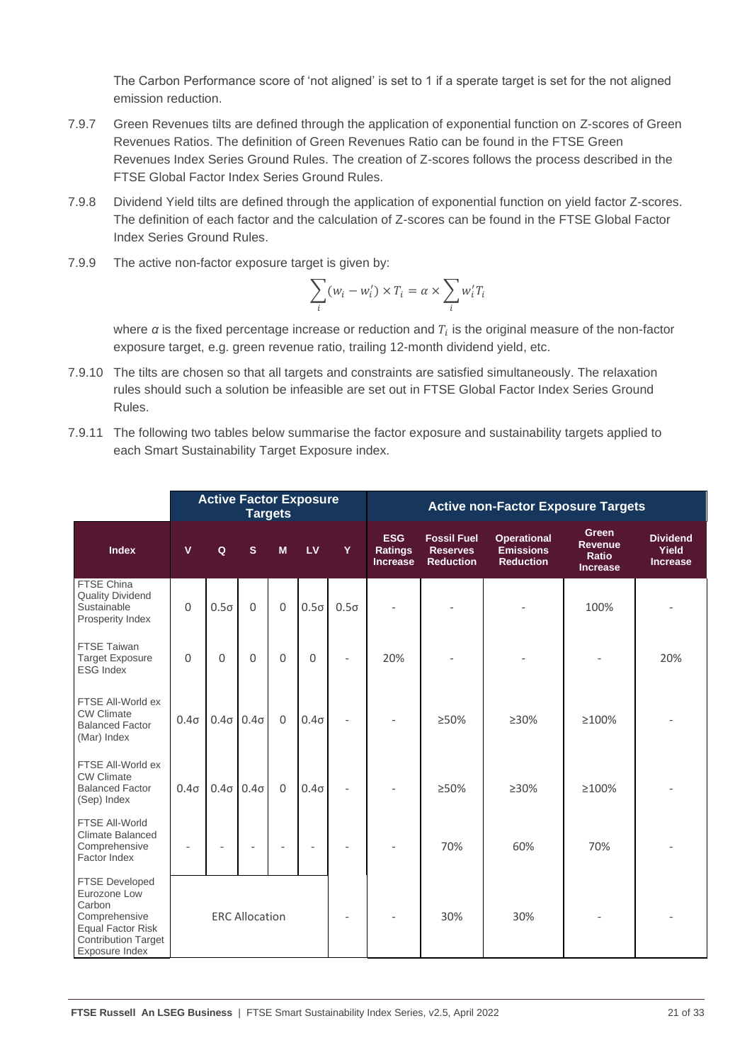The Carbon Performance score of 'not aligned' is set to 1 if a sperate target is set for the not aligned emission reduction.

7.9.7 Green Revenues tilts are defined through the application of exponential function on Z-scores of Green Revenues Ratios. The definition of Green Revenues Ratio can be found in the FTSE Green Revenues Index Series Ground Rules. The creation of Z-scores follows the process described in the FTSE Global Factor Index Series Ground Rules.

7.9.8 Dividend Yield tilts are defined through the application of exponential function on yield factor Z-scores. The definition of each factor and the calculation of Z-scores can be found in the FTSE Global Factor Index Series Ground Rules.

7.9.9 The active non-factor exposure target is given by:

$$\sum_i (w_i - w_i') \times T_i = \alpha \times \sum_i w_i' T_i$$

where $\alpha$ is the fixed percentage increase or reduction and $T_i$ is the original measure of the non-factor exposure target, e.g. green revenue ratio, trailing 12-month dividend yield, etc.

7.9.10 The tilts are chosen so that all targets and constraints are satisfied simultaneously. The relaxation rules should such a solution be infeasible are set out in FTSE Global Factor Index Series Ground Rules.

7.9.11 The following two tables below summarise the factor exposure and sustainability targets applied to each Smart Sustainability Target Exposure index.

| | Active Factor Exposure Targets | | | | | | Active non-Factor Exposure Targets | | | | |
|---|---|---|---|---|---|---|---|---|---|---|---|
| **Index** | **V** | **Q** | **S** | **M** | **LV** | **Y** | **ESG Ratings Increase** | **Fossil Fuel Reserves Reduction** | **Operational Emissions Reduction** | **Green Revenue Ratio Increase** | **Dividend Yield Increase** |
| FTSE China Quality Dividend Sustainable Prosperity Index | 0 | 0.5σ | 0 | 0 | 0.5σ | 0.5σ | - | - | - | 100% | - |
| FTSE Taiwan Target Exposure ESG Index | 0 | 0 | 0 | 0 | 0 | - | 20% | - | - | - | 20% |
| FTSE All-World ex CW Climate Balanced Factor (Mar) Index | 0.4σ | 0.4σ | 0.4σ | 0 | 0.4σ | - | - | ≥50% | ≥30% | ≥100% | - |
| FTSE All-World ex CW Climate Balanced Factor (Sep) Index | 0.4σ | 0.4σ | 0.4σ | 0 | 0.4σ | - | - | ≥50% | ≥30% | ≥100% | - |
| FTSE All-World Climate Balanced Comprehensive Factor Index | - | - | - | - | - | - | - | 70% | 60% | 70% | - |
| FTSE Developed Eurozone Low Carbon Comprehensive Equal Factor Risk Contribution Target Exposure Index | ERC Allocation | | | | | - | - | 30% | 30% | - | - |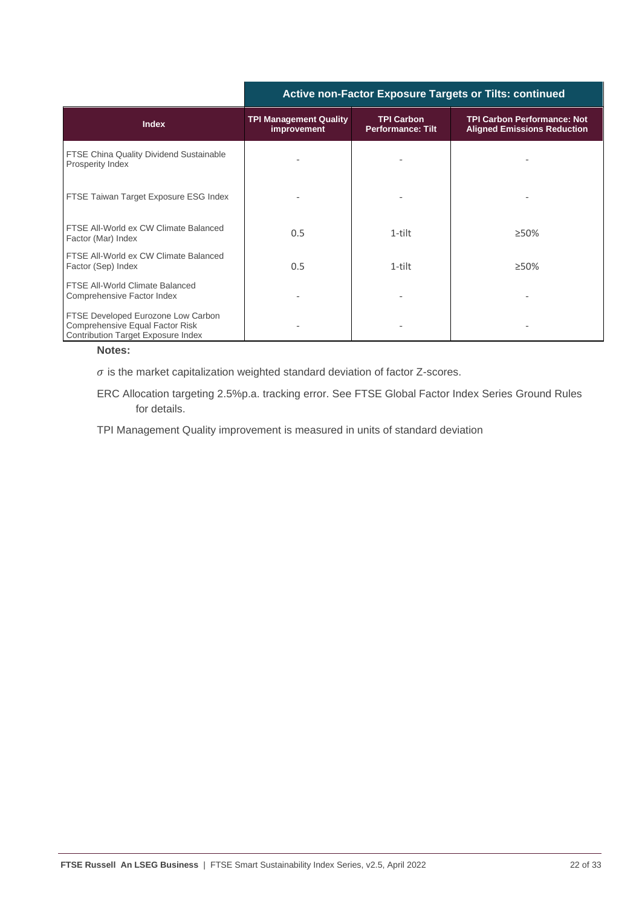| Index | Active non-Factor Exposure Targets or Tilts: continued | | |
|---|---|---|---|
| | **TPI Management Quality improvement** | **TPI Carbon Performance: Tilt** | **TPI Carbon Performance: Not Aligned Emissions Reduction** |
| FTSE China Quality Dividend Sustainable Prosperity Index | - | - | - |
| FTSE Taiwan Target Exposure ESG Index | - | - | - |
| FTSE All-World ex CW Climate Balanced Factor (Mar) Index | 0.5 | 1-tilt | ≥50% |
| FTSE All-World ex CW Climate Balanced Factor (Sep) Index | 0.5 | 1-tilt | ≥50% |
| FTSE All-World Climate Balanced Comprehensive Factor Index | - | - | - |
| FTSE Developed Eurozone Low Carbon Comprehensive Equal Factor Risk Contribution Target Exposure Index | - | - | - |

**Notes:**

$\sigma$ is the market capitalization weighted standard deviation of factor Z-scores.

ERC Allocation targeting 2.5%p.a. tracking error. See FTSE Global Factor Index Series Ground Rules for details.

TPI Management Quality improvement is measured in units of standard deviation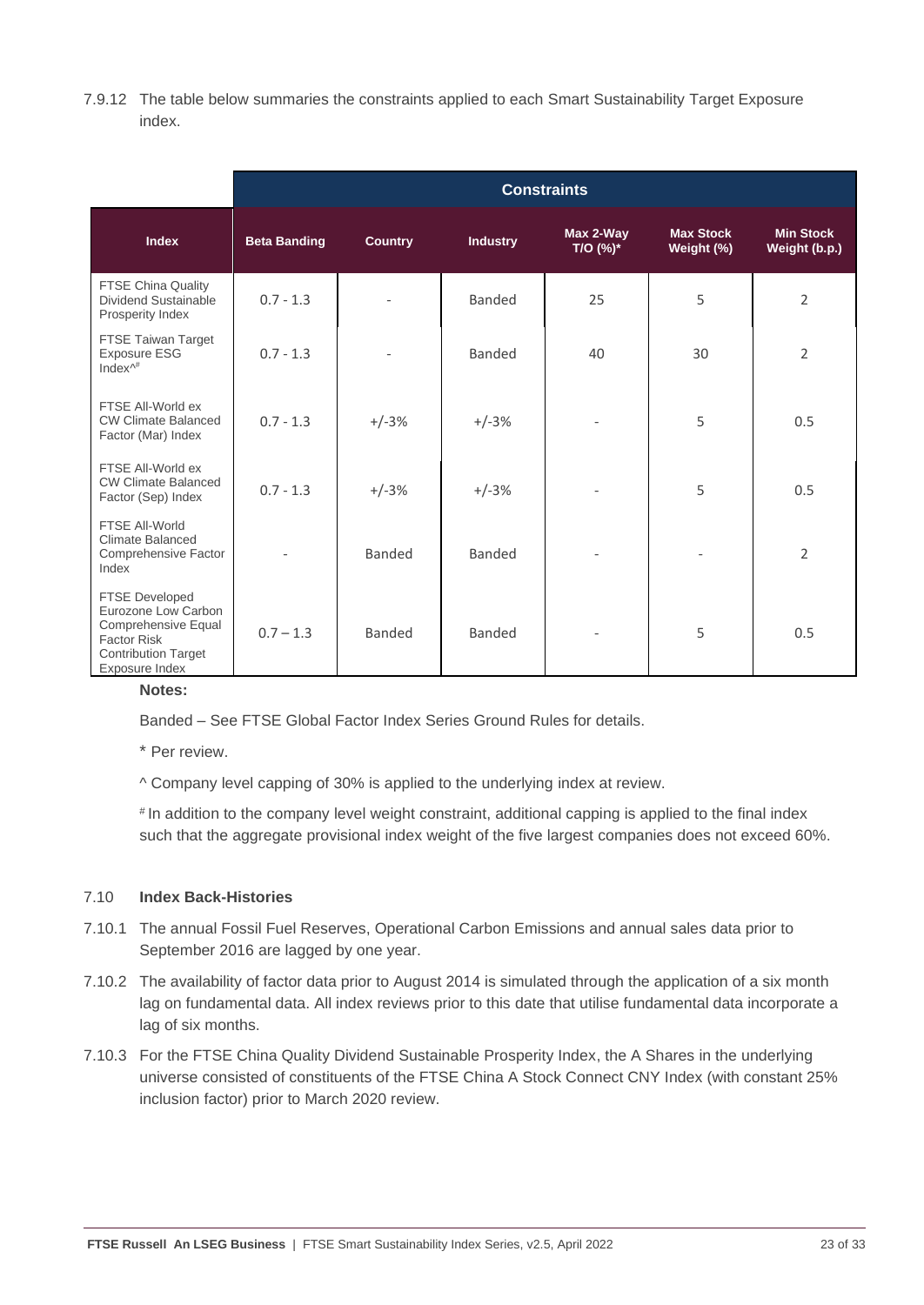7.9.12 The table below summaries the constraints applied to each Smart Sustainability Target Exposure index.

| | Constraints | | | | | |
|---|---|---|---|---|---|---|
| **Index** | **Beta Banding** | **Country** | **Industry** | **Max 2-Way T/O (%)*** | **Max Stock Weight (%)** | **Min Stock Weight (b.p.)** |
| FTSE China Quality Dividend Sustainable Prosperity Index | 0.7 - 1.3 | - | Banded | 25 | 5 | 2 |
| FTSE Taiwan Target Exposure ESG Index^# | 0.7 - 1.3 | - | Banded | 40 | 30 | 2 |
| FTSE All-World ex CW Climate Balanced Factor (Mar) Index | 0.7 - 1.3 | +/-3% | +/-3% | - | 5 | 0.5 |
| FTSE All-World ex CW Climate Balanced Factor (Sep) Index | 0.7 - 1.3 | +/-3% | +/-3% | - | 5 | 0.5 |
| FTSE All-World Climate Balanced Comprehensive Factor Index | - | Banded | Banded | - | - | 2 |
| FTSE Developed Eurozone Low Carbon Comprehensive Equal Factor Risk Contribution Target Exposure Index | 0.7 – 1.3 | Banded | Banded | - | 5 | 0.5 |

**Notes:**

Banded – See FTSE Global Factor Index Series Ground Rules for details.

\* Per review.

^ Company level capping of 30% is applied to the underlying index at review.

# In addition to the company level weight constraint, additional capping is applied to the final index such that the aggregate provisional index weight of the five largest companies does not exceed 60%.

## 7.10 Index Back-Histories

7.10.1 The annual Fossil Fuel Reserves, Operational Carbon Emissions and annual sales data prior to September 2016 are lagged by one year.

7.10.2 The availability of factor data prior to August 2014 is simulated through the application of a six month lag on fundamental data. All index reviews prior to this date that utilise fundamental data incorporate a lag of six months.

7.10.3 For the FTSE China Quality Dividend Sustainable Prosperity Index, the A Shares in the underlying universe consisted of constituents of the FTSE China A Stock Connect CNY Index (with constant 25% inclusion factor) prior to March 2020 review.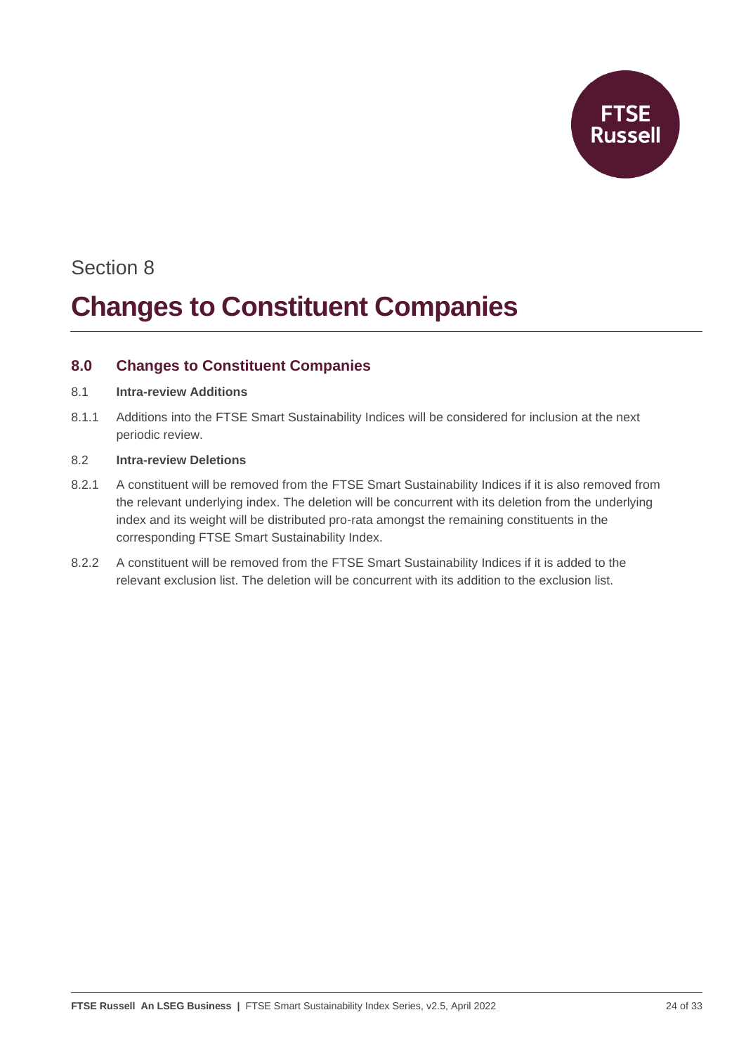Section 8

# Changes to Constituent Companies

## 8.0 Changes to Constituent Companies

### 8.1 Intra-review Additions

8.1.1 Additions into the FTSE Smart Sustainability Indices will be considered for inclusion at the next periodic review.

### 8.2 Intra-review Deletions

8.2.1 A constituent will be removed from the FTSE Smart Sustainability Indices if it is also removed from the relevant underlying index. The deletion will be concurrent with its deletion from the underlying index and its weight will be distributed pro-rata amongst the remaining constituents in the corresponding FTSE Smart Sustainability Index.

8.2.2 A constituent will be removed from the FTSE Smart Sustainability Indices if it is added to the relevant exclusion list. The deletion will be concurrent with its addition to the exclusion list.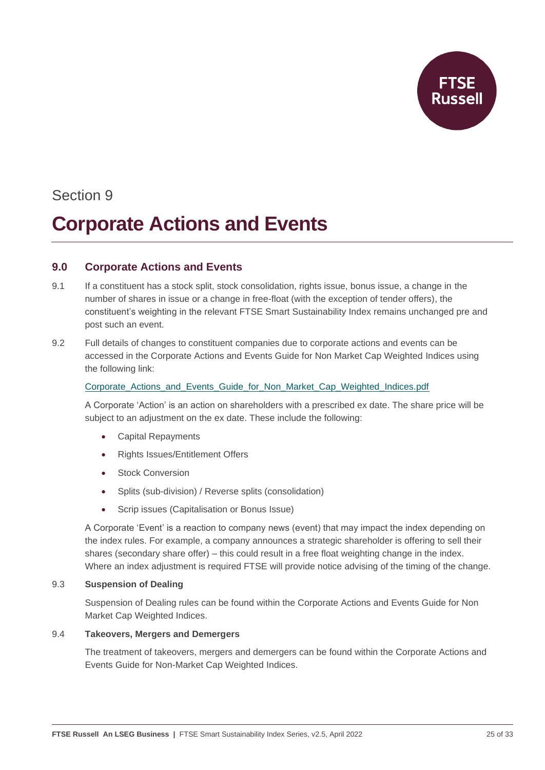Section 9

# Corporate Actions and Events

## 9.0 Corporate Actions and Events

9.1 If a constituent has a stock split, stock consolidation, rights issue, bonus issue, a change in the number of shares in issue or a change in free-float (with the exception of tender offers), the constituent's weighting in the relevant FTSE Smart Sustainability Index remains unchanged pre and post such an event.

9.2 Full details of changes to constituent companies due to corporate actions and events can be accessed in the Corporate Actions and Events Guide for Non Market Cap Weighted Indices using the following link:

Corporate_Actions_and_Events_Guide_for_Non_Market_Cap_Weighted_Indices.pdf

A Corporate 'Action' is an action on shareholders with a prescribed ex date. The share price will be subject to an adjustment on the ex date. These include the following:

- Capital Repayments
- Rights Issues/Entitlement Offers
- Stock Conversion
- Splits (sub-division) / Reverse splits (consolidation)
- Scrip issues (Capitalisation or Bonus Issue)

A Corporate 'Event' is a reaction to company news (event) that may impact the index depending on the index rules. For example, a company announces a strategic shareholder is offering to sell their shares (secondary share offer) – this could result in a free float weighting change in the index. Where an index adjustment is required FTSE will provide notice advising of the timing of the change.

9.3 **Suspension of Dealing**

Suspension of Dealing rules can be found within the Corporate Actions and Events Guide for Non Market Cap Weighted Indices.

9.4 **Takeovers, Mergers and Demergers**

The treatment of takeovers, mergers and demergers can be found within the Corporate Actions and Events Guide for Non-Market Cap Weighted Indices.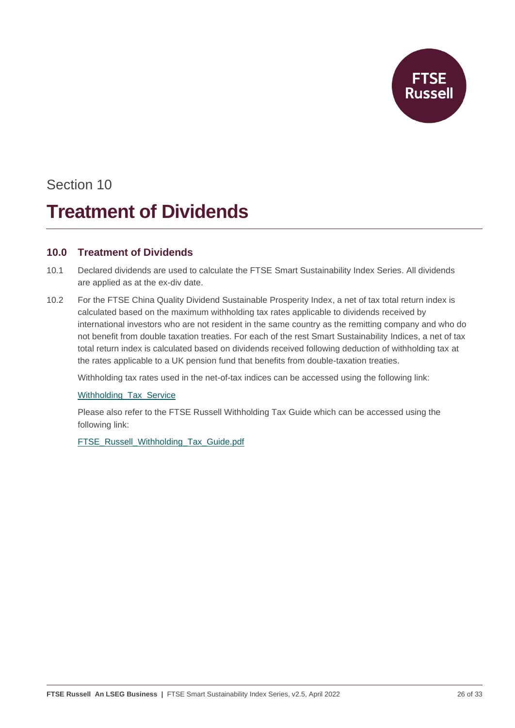Section 10

# Treatment of Dividends

## 10.0 Treatment of Dividends

10.1 Declared dividends are used to calculate the FTSE Smart Sustainability Index Series. All dividends are applied as at the ex-div date.

10.2 For the FTSE China Quality Dividend Sustainable Prosperity Index, a net of tax total return index is calculated based on the maximum withholding tax rates applicable to dividends received by international investors who are not resident in the same country as the remitting company and who do not benefit from double taxation treaties. For each of the rest Smart Sustainability Indices, a net of tax total return index is calculated based on dividends received following deduction of withholding tax at the rates applicable to a UK pension fund that benefits from double-taxation treaties.

Withholding tax rates used in the net-of-tax indices can be accessed using the following link:

Withholding_Tax_Service

Please also refer to the FTSE Russell Withholding Tax Guide which can be accessed using the following link:

FTSE_Russell_Withholding_Tax_Guide.pdf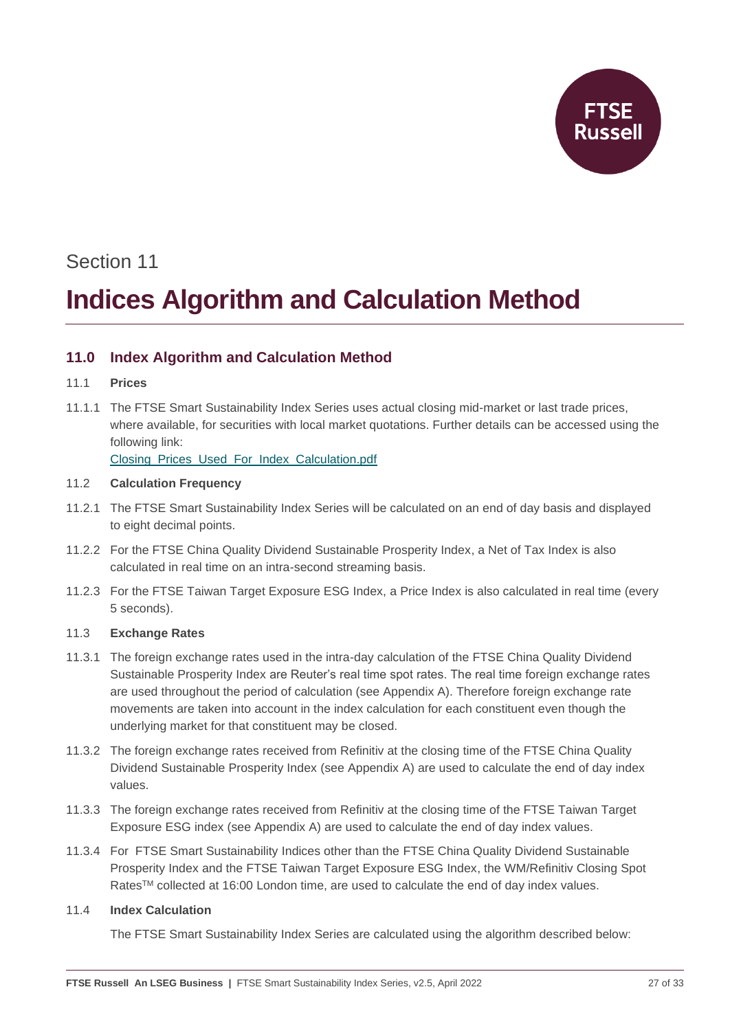Section 11

# Indices Algorithm and Calculation Method

## 11.0 Index Algorithm and Calculation Method

### 11.1 Prices

11.1.1 The FTSE Smart Sustainability Index Series uses actual closing mid-market or last trade prices, where available, for securities with local market quotations. Further details can be accessed using the following link:
[Closing_Prices_Used_For_Index_Calculation.pdf]

### 11.2 Calculation Frequency

11.2.1 The FTSE Smart Sustainability Index Series will be calculated on an end of day basis and displayed to eight decimal points.

11.2.2 For the FTSE China Quality Dividend Sustainable Prosperity Index, a Net of Tax Index is also calculated in real time on an intra-second streaming basis.

11.2.3 For the FTSE Taiwan Target Exposure ESG Index, a Price Index is also calculated in real time (every 5 seconds).

### 11.3 Exchange Rates

11.3.1 The foreign exchange rates used in the intra-day calculation of the FTSE China Quality Dividend Sustainable Prosperity Index are Reuter's real time spot rates. The real time foreign exchange rates are used throughout the period of calculation (see Appendix A). Therefore foreign exchange rate movements are taken into account in the index calculation for each constituent even though the underlying market for that constituent may be closed.

11.3.2 The foreign exchange rates received from Refinitiv at the closing time of the FTSE China Quality Dividend Sustainable Prosperity Index (see Appendix A) are used to calculate the end of day index values.

11.3.3 The foreign exchange rates received from Refinitiv at the closing time of the FTSE Taiwan Target Exposure ESG index (see Appendix A) are used to calculate the end of day index values.

11.3.4 For FTSE Smart Sustainability Indices other than the FTSE China Quality Dividend Sustainable Prosperity Index and the FTSE Taiwan Target Exposure ESG Index, the WM/Refinitiv Closing Spot Rates™ collected at 16:00 London time, are used to calculate the end of day index values.

### 11.4 Index Calculation

The FTSE Smart Sustainability Index Series are calculated using the algorithm described below: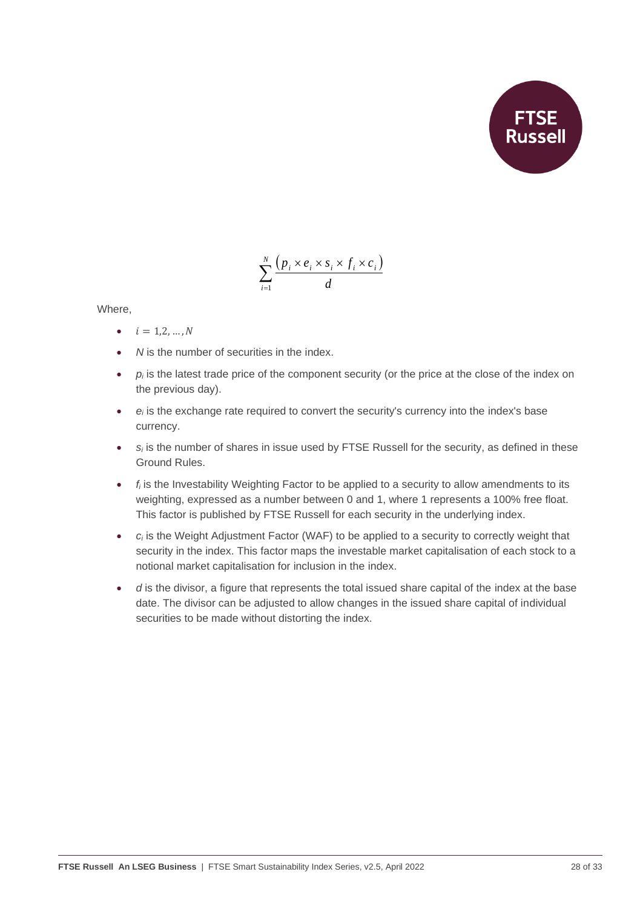$$\sum_{i=1}^{N} \frac{\left(p_i \times e_i \times s_i \times f_i \times c_i\right)}{d}$$

Where,

- $i = 1,2, \ldots, N$
- $N$ is the number of securities in the index.
- $p_i$ is the latest trade price of the component security (or the price at the close of the index on the previous day).
- $e_i$ is the exchange rate required to convert the security's currency into the index's base currency.
- $s_i$ is the number of shares in issue used by FTSE Russell for the security, as defined in these Ground Rules.
- $f_i$ is the Investability Weighting Factor to be applied to a security to allow amendments to its weighting, expressed as a number between 0 and 1, where 1 represents a 100% free float. This factor is published by FTSE Russell for each security in the underlying index.
- $c_i$ is the Weight Adjustment Factor (WAF) to be applied to a security to correctly weight that security in the index. This factor maps the investable market capitalisation of each stock to a notional market capitalisation for inclusion in the index.
- $d$ is the divisor, a figure that represents the total issued share capital of the index at the base date. The divisor can be adjusted to allow changes in the issued share capital of individual securities to be made without distorting the index.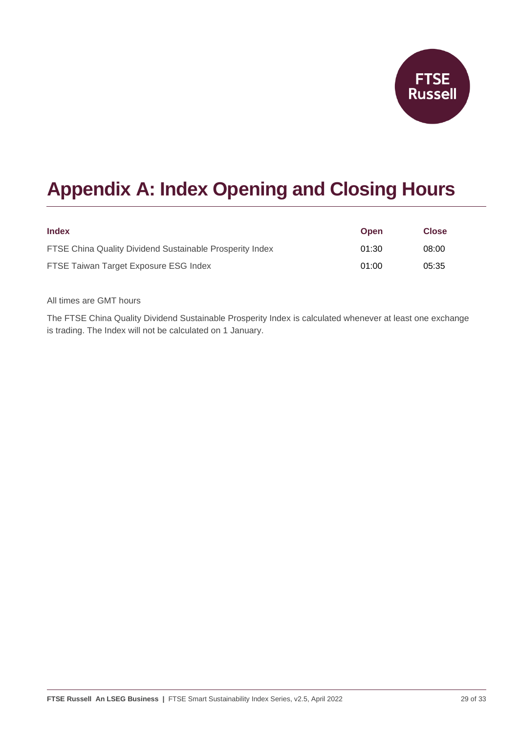# Appendix A: Index Opening and Closing Hours

| Index | Open | Close |
|---|---|---|
| FTSE China Quality Dividend Sustainable Prosperity Index | 01:30 | 08:00 |
| FTSE Taiwan Target Exposure ESG Index | 01:00 | 05:35 |

All times are GMT hours

The FTSE China Quality Dividend Sustainable Prosperity Index is calculated whenever at least one exchange is trading. The Index will not be calculated on 1 January.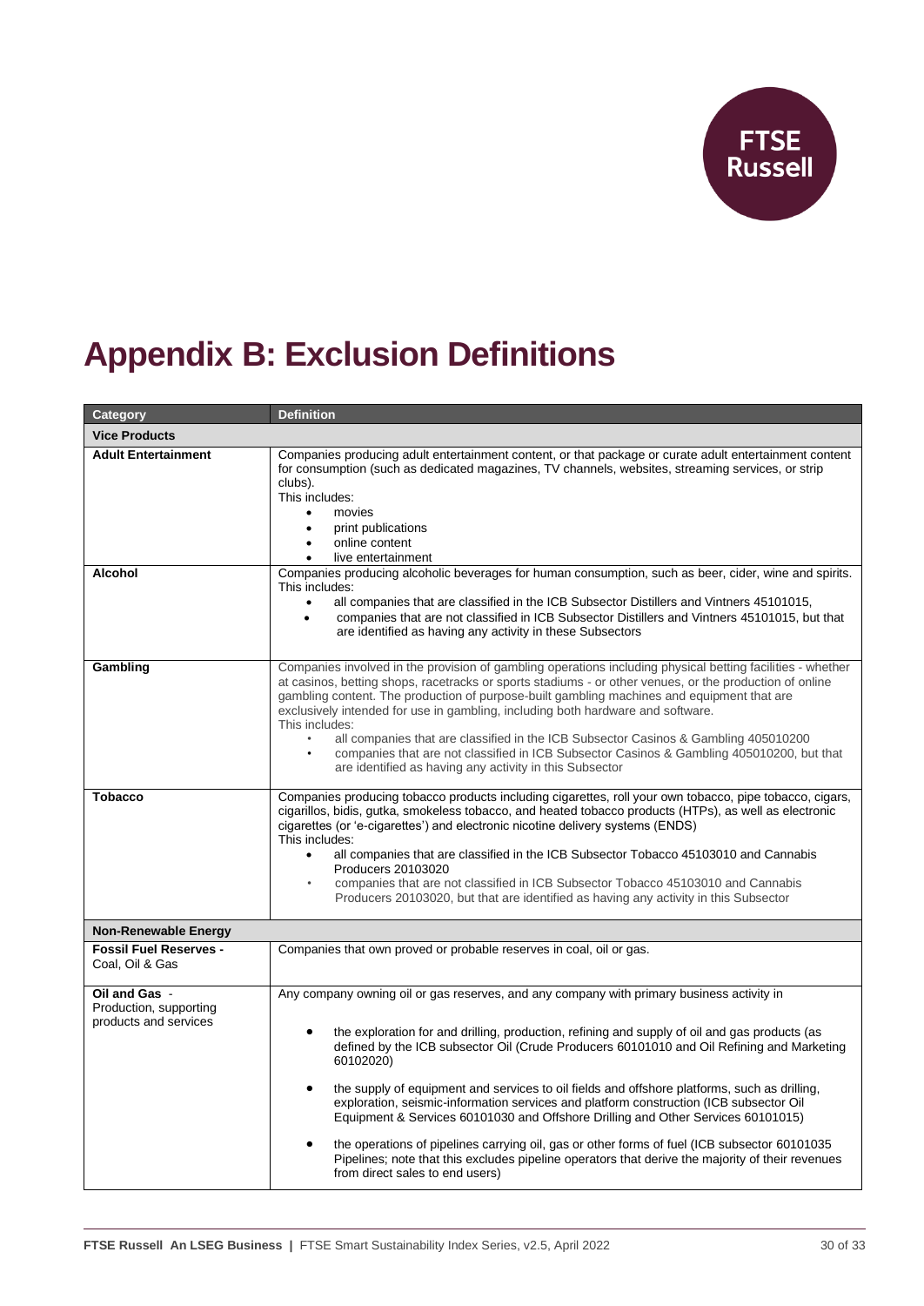# Appendix B: Exclusion Definitions

| Category | Definition |
|---|---|
| **Vice Products** | |
| **Adult Entertainment** | Companies producing adult entertainment content, or that package or curate adult entertainment content for consumption (such as dedicated magazines, TV channels, websites, streaming services, or strip clubs).<br>This includes:<br>• movies<br>• print publications<br>• online content<br>• live entertainment |
| **Alcohol** | Companies producing alcoholic beverages for human consumption, such as beer, cider, wine and spirits.<br>This includes:<br>• all companies that are classified in the ICB Subsector Distillers and Vintners 45101015,<br>• companies that are not classified in ICB Subsector Distillers and Vintners 45101015, but that are identified as having any activity in these Subsectors |
| **Gambling** | Companies involved in the provision of gambling operations including physical betting facilities - whether at casinos, betting shops, racetracks or sports stadiums - or other venues, or the production of online gambling content. The production of purpose-built gambling machines and equipment that are exclusively intended for use in gambling, including both hardware and software.<br>This includes:<br>• all companies that are classified in the ICB Subsector Casinos & Gambling 405010200<br>• companies that are not classified in ICB Subsector Casinos & Gambling 405010200, but that are identified as having any activity in this Subsector |
| **Tobacco** | Companies producing tobacco products including cigarettes, roll your own tobacco, pipe tobacco, cigars, cigarillos, bidis, gutka, smokeless tobacco, and heated tobacco products (HTPs), as well as electronic cigarettes (or 'e-cigarettes') and electronic nicotine delivery systems (ENDS)<br>This includes:<br>• all companies that are classified in the ICB Subsector Tobacco 45103010 and Cannabis Producers 20103020<br>• companies that are not classified in ICB Subsector Tobacco 45103010 and Cannabis Producers 20103020, but that are identified as having any activity in this Subsector |
| **Non-Renewable Energy** | |
| **Fossil Fuel Reserves -** Coal, Oil & Gas | Companies that own proved or probable reserves in coal, oil or gas. |
| **Oil and Gas** - Production, supporting products and services | Any company owning oil or gas reserves, and any company with primary business activity in<br>• the exploration for and drilling, production, refining and supply of oil and gas products (as defined by the ICB subsector Oil (Crude Producers 60101010 and Oil Refining and Marketing 60102020)<br>• the supply of equipment and services to oil fields and offshore platforms, such as drilling, exploration, seismic-information services and platform construction (ICB subsector Oil Equipment & Services 60101030 and Offshore Drilling and Other Services 60101015)<br>• the operations of pipelines carrying oil, gas or other forms of fuel (ICB subsector 60101035 Pipelines; note that this excludes pipeline operators that derive the majority of their revenues from direct sales to end users) |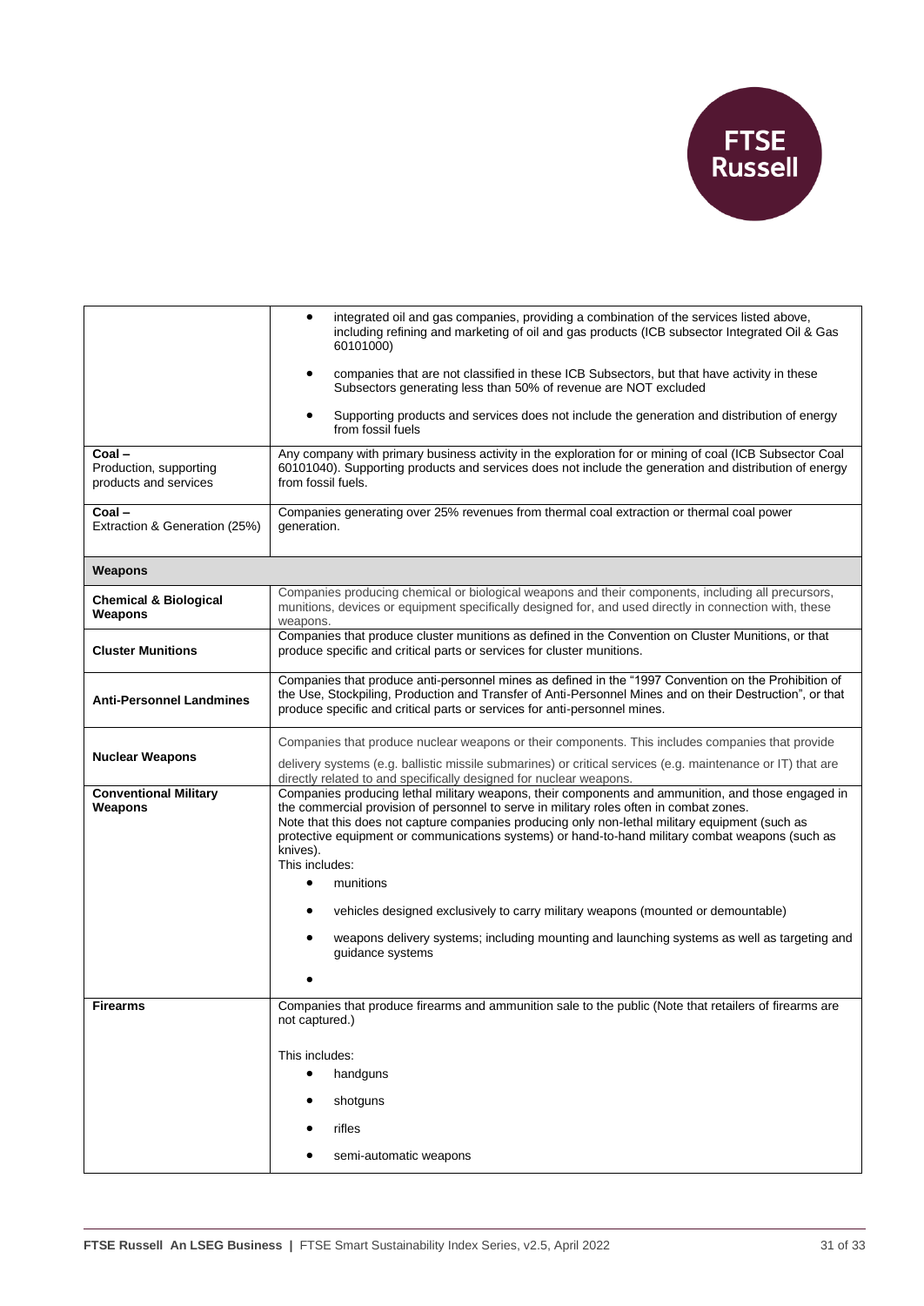| | |
|---|---|
| | • integrated oil and gas companies, providing a combination of the services listed above, including refining and marketing of oil and gas products (ICB subsector Integrated Oil & Gas 60101000)<br><br>• companies that are not classified in these ICB Subsectors, but that have activity in these Subsectors generating less than 50% of revenue are NOT excluded<br><br>• Supporting products and services does not include the generation and distribution of energy from fossil fuels |
| **Coal –**<br>Production, supporting products and services | Any company with primary business activity in the exploration for or mining of coal (ICB Subsector Coal 60101040). Supporting products and services does not include the generation and distribution of energy from fossil fuels. |
| **Coal –**<br>Extraction & Generation (25%) | Companies generating over 25% revenues from thermal coal extraction or thermal coal power generation. |
| **Weapons** | |
| **Chemical & Biological Weapons** | Companies producing chemical or biological weapons and their components, including all precursors, munitions, devices or equipment specifically designed for, and used directly in connection with, these weapons. |
| **Cluster Munitions** | Companies that produce cluster munitions as defined in the Convention on Cluster Munitions, or that produce specific and critical parts or services for cluster munitions. |
| **Anti-Personnel Landmines** | Companies that produce anti-personnel mines as defined in the "1997 Convention on the Prohibition of the Use, Stockpiling, Production and Transfer of Anti-Personnel Mines and on their Destruction", or that produce specific and critical parts or services for anti-personnel mines. |
| **Nuclear Weapons** | Companies that produce nuclear weapons or their components. This includes companies that provide<br><br>delivery systems (e.g. ballistic missile submarines) or critical services (e.g. maintenance or IT) that are directly related to and specifically designed for nuclear weapons. |
| **Conventional Military Weapons** | Companies producing lethal military weapons, their components and ammunition, and those engaged in the commercial provision of personnel to serve in military roles often in combat zones.<br>Note that this does not capture companies producing only non-lethal military equipment (such as protective equipment or communications systems) or hand-to-hand military combat weapons (such as knives).<br>This includes:<br>• munitions<br>• vehicles designed exclusively to carry military weapons (mounted or demountable)<br>• weapons delivery systems; including mounting and launching systems as well as targeting and guidance systems<br>• |
| **Firearms** | Companies that produce firearms and ammunition sale to the public (Note that retailers of firearms are not captured.)<br><br>This includes:<br>• handguns<br>• shotguns<br>• rifles<br>• semi-automatic weapons |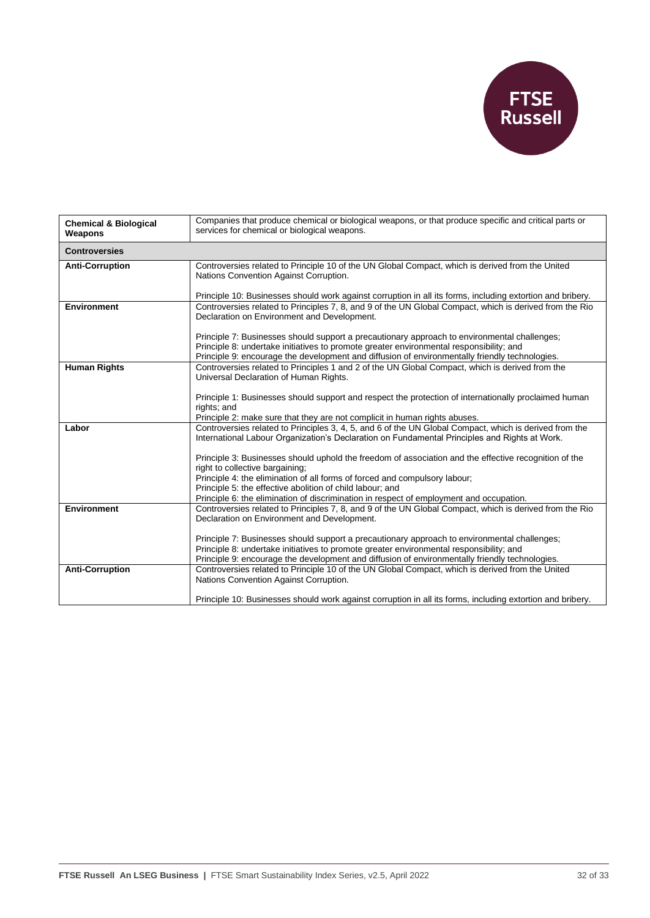| | |
|---|---|
| **Chemical & Biological Weapons** | Companies that produce chemical or biological weapons, or that produce specific and critical parts or services for chemical or biological weapons. |
| **Controversies** | |
| **Anti-Corruption** | Controversies related to Principle 10 of the UN Global Compact, which is derived from the United Nations Convention Against Corruption.<br><br>Principle 10: Businesses should work against corruption in all its forms, including extortion and bribery. |
| **Environment** | Controversies related to Principles 7, 8, and 9 of the UN Global Compact, which is derived from the Rio Declaration on Environment and Development.<br><br>Principle 7: Businesses should support a precautionary approach to environmental challenges;<br>Principle 8: undertake initiatives to promote greater environmental responsibility; and<br>Principle 9: encourage the development and diffusion of environmentally friendly technologies. |
| **Human Rights** | Controversies related to Principles 1 and 2 of the UN Global Compact, which is derived from the Universal Declaration of Human Rights.<br><br>Principle 1: Businesses should support and respect the protection of internationally proclaimed human rights; and<br>Principle 2: make sure that they are not complicit in human rights abuses. |
| **Labor** | Controversies related to Principles 3, 4, 5, and 6 of the UN Global Compact, which is derived from the International Labour Organization's Declaration on Fundamental Principles and Rights at Work.<br><br>Principle 3: Businesses should uphold the freedom of association and the effective recognition of the right to collective bargaining;<br>Principle 4: the elimination of all forms of forced and compulsory labour;<br>Principle 5: the effective abolition of child labour; and<br>Principle 6: the elimination of discrimination in respect of employment and occupation. |
| **Environment** | Controversies related to Principles 7, 8, and 9 of the UN Global Compact, which is derived from the Rio Declaration on Environment and Development.<br><br>Principle 7: Businesses should support a precautionary approach to environmental challenges;<br>Principle 8: undertake initiatives to promote greater environmental responsibility; and<br>Principle 9: encourage the development and diffusion of environmentally friendly technologies. |
| **Anti-Corruption** | Controversies related to Principle 10 of the UN Global Compact, which is derived from the United Nations Convention Against Corruption.<br><br>Principle 10: Businesses should work against corruption in all its forms, including extortion and bribery. |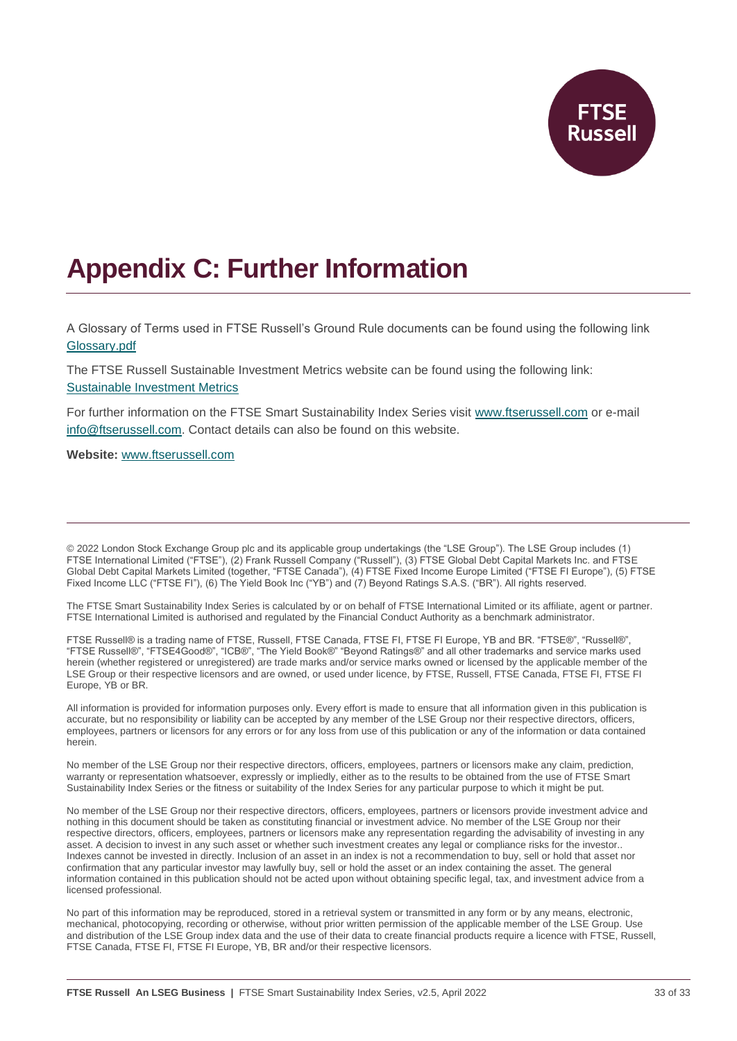# Appendix C: Further Information

A Glossary of Terms used in FTSE Russell's Ground Rule documents can be found using the following link [Glossary.pdf](Glossary.pdf)

The FTSE Russell Sustainable Investment Metrics website can be found using the following link: [Sustainable Investment Metrics](Sustainable Investment Metrics)

For further information on the FTSE Smart Sustainability Index Series visit [www.ftserussell.com](www.ftserussell.com) or e-mail [info@ftserussell.com](mailto:info@ftserussell.com). Contact details can also be found on this website.

**Website:** [www.ftserussell.com](www.ftserussell.com)

---

© 2022 London Stock Exchange Group plc and its applicable group undertakings (the "LSE Group"). The LSE Group includes (1) FTSE International Limited ("FTSE"), (2) Frank Russell Company ("Russell"), (3) FTSE Global Debt Capital Markets Inc. and FTSE Global Debt Capital Markets Limited (together, "FTSE Canada"), (4) FTSE Fixed Income Europe Limited ("FTSE FI Europe"), (5) FTSE Fixed Income LLC ("FTSE FI"), (6) The Yield Book Inc ("YB") and (7) Beyond Ratings S.A.S. ("BR"). All rights reserved.

The FTSE Smart Sustainability Index Series is calculated by or on behalf of FTSE International Limited or its affiliate, agent or partner. FTSE International Limited is authorised and regulated by the Financial Conduct Authority as a benchmark administrator.

FTSE Russell® is a trading name of FTSE, Russell, FTSE Canada, FTSE FI, FTSE FI Europe, YB and BR. "FTSE®", "Russell®", "FTSE Russell®", "FTSE4Good®", "ICB®", "The Yield Book®" "Beyond Ratings®" and all other trademarks and service marks used herein (whether registered or unregistered) are trade marks and/or service marks owned or licensed by the applicable member of the LSE Group or their respective licensors and are owned, or used under licence, by FTSE, Russell, FTSE Canada, FTSE FI, FTSE FI Europe, YB or BR.

All information is provided for information purposes only. Every effort is made to ensure that all information given in this publication is accurate, but no responsibility or liability can be accepted by any member of the LSE Group nor their respective directors, officers, employees, partners or licensors for any errors or for any loss from use of this publication or any of the information or data contained herein.

No member of the LSE Group nor their respective directors, officers, employees, partners or licensors make any claim, prediction, warranty or representation whatsoever, expressly or impliedly, either as to the results to be obtained from the use of FTSE Smart Sustainability Index Series or the fitness or suitability of the Index Series for any particular purpose to which it might be put.

No member of the LSE Group nor their respective directors, officers, employees, partners or licensors provide investment advice and nothing in this document should be taken as constituting financial or investment advice. No member of the LSE Group nor their respective directors, officers, employees, partners or licensors make any representation regarding the advisability of investing in any asset. A decision to invest in any such asset or whether such investment creates any legal or compliance risks for the investor.. Indexes cannot be invested in directly. Inclusion of an asset in an index is not a recommendation to buy, sell or hold that asset nor confirmation that any particular investor may lawfully buy, sell or hold the asset or an index containing the asset. The general information contained in this publication should not be acted upon without obtaining specific legal, tax, and investment advice from a licensed professional.

No part of this information may be reproduced, stored in a retrieval system or transmitted in any form or by any means, electronic, mechanical, photocopying, recording or otherwise, without prior written permission of the applicable member of the LSE Group. Use and distribution of the LSE Group index data and the use of their data to create financial products require a licence with FTSE, Russell, FTSE Canada, FTSE FI, FTSE FI Europe, YB, BR and/or their respective licensors.